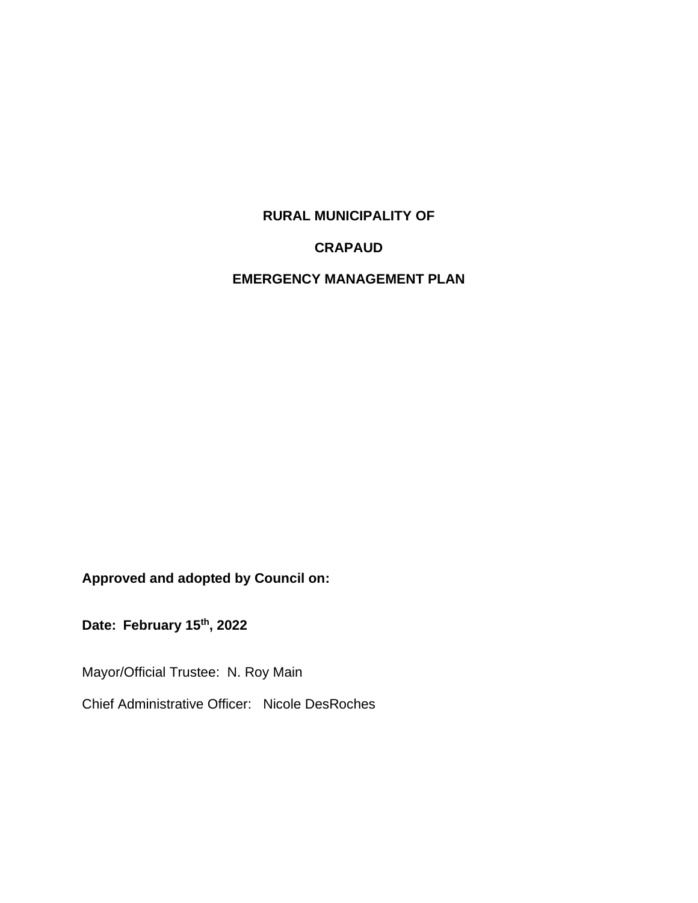# RURAL MUNICIPALITY OF

# CRAPAUD

# EMERGENCY MANAGEMENT PLAN

**Approved and adopted by Council on:**

**Date: February 15th, 2022**

Mayor/Official Trustee: N. Roy Main

Chief Administrative Officer: Nicole DesRoches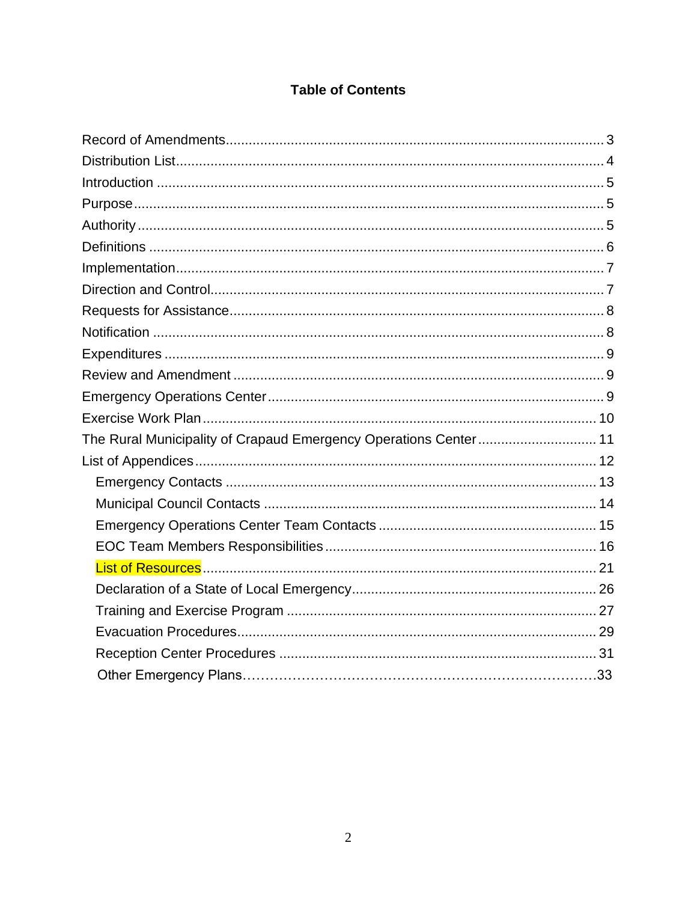# Table of Contents

Record of Amendments ..... 3
Distribution List ..... 4
Introduction ..... 5
Purpose ..... 5
Authority ..... 5
Definitions ..... 6
Implementation ..... 7
Direction and Control ..... 7
Requests for Assistance ..... 8
Notification ..... 8
Expenditures ..... 9
Review and Amendment ..... 9
Emergency Operations Center ..... 9
Exercise Work Plan ..... 10
The Rural Municipality of Crapaud Emergency Operations Center ..... 11
List of Appendices ..... 12
- Emergency Contacts ..... 13
- Municipal Council Contacts ..... 14
- Emergency Operations Center Team Contacts ..... 15
- EOC Team Members Responsibilities ..... 16
- List of Resources ..... 21
- Declaration of a State of Local Emergency ..... 26
- Training and Exercise Program ..... 27
- Evacuation Procedures ..... 29
- Reception Center Procedures ..... 31
- Other Emergency Plans ..... 33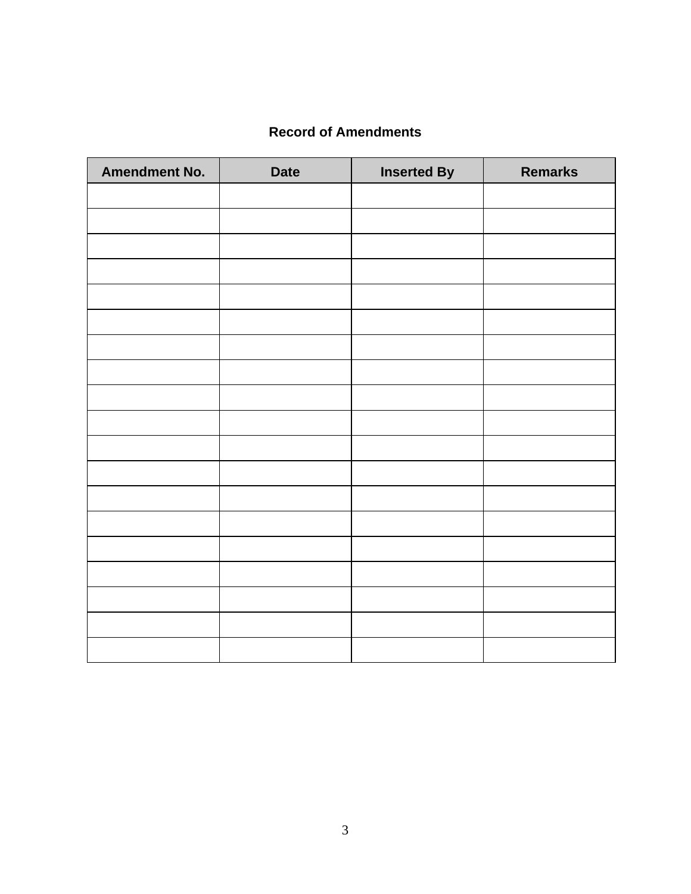**Record of Amendments**

| Amendment No. | Date | Inserted By | Remarks |
|---|---|---|---|
| | | | |
| | | | |
| | | | |
| | | | |
| | | | |
| | | | |
| | | | |
| | | | |
| | | | |
| | | | |
| | | | |
| | | | |
| | | | |
| | | | |
| | | | |
| | | | |
| | | | |
| | | | |
| | | | |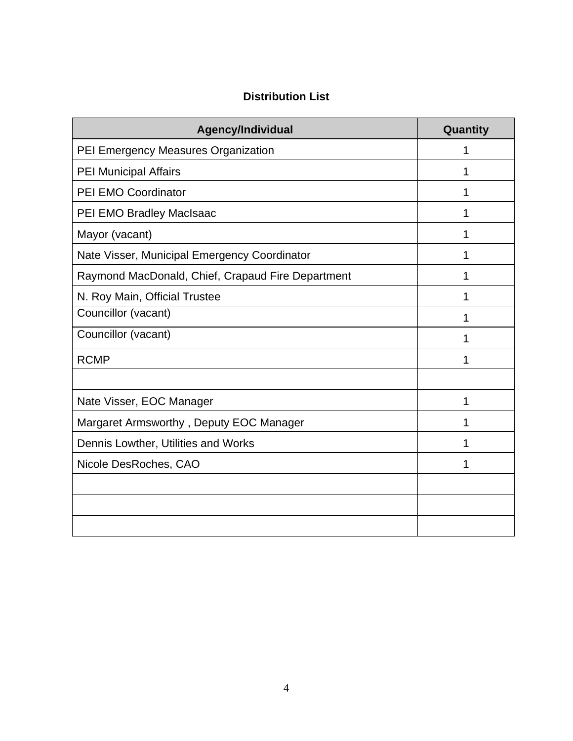# Distribution List

| Agency/Individual | Quantity |
|---|---|
| PEI Emergency Measures Organization | 1 |
| PEI Municipal Affairs | 1 |
| PEI EMO Coordinator | 1 |
| PEI EMO Bradley MacIsaac | 1 |
| Mayor (vacant) | 1 |
| Nate Visser, Municipal Emergency Coordinator | 1 |
| Raymond MacDonald, Chief, Crapaud Fire Department | 1 |
| N. Roy Main, Official Trustee | 1 |
| Councillor (vacant) | 1 |
| Councillor (vacant) | 1 |
| RCMP | 1 |
| | |
| Nate Visser, EOC Manager | 1 |
| Margaret Armsworthy , Deputy EOC Manager | 1 |
| Dennis Lowther, Utilities and Works | 1 |
| Nicole DesRoches, CAO | 1 |
| | |
| | |
| | |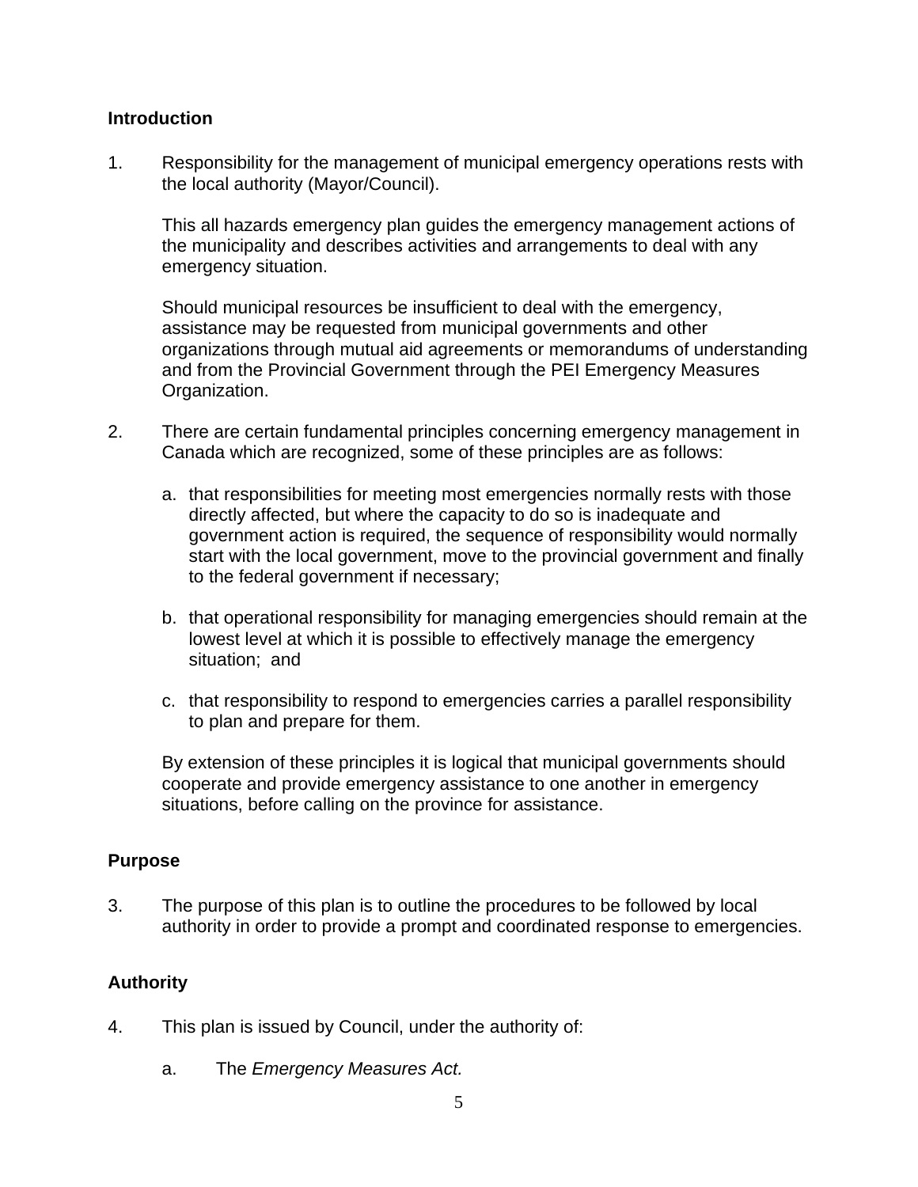**Introduction**

1. Responsibility for the management of municipal emergency operations rests with the local authority (Mayor/Council).

   This all hazards emergency plan guides the emergency management actions of the municipality and describes activities and arrangements to deal with any emergency situation.

   Should municipal resources be insufficient to deal with the emergency, assistance may be requested from municipal governments and other organizations through mutual aid agreements or memorandums of understanding and from the Provincial Government through the PEI Emergency Measures Organization.

2. There are certain fundamental principles concerning emergency management in Canada which are recognized, some of these principles are as follows:

   a. that responsibilities for meeting most emergencies normally rests with those directly affected, but where the capacity to do so is inadequate and government action is required, the sequence of responsibility would normally start with the local government, move to the provincial government and finally to the federal government if necessary;

   b. that operational responsibility for managing emergencies should remain at the lowest level at which it is possible to effectively manage the emergency situation; and

   c. that responsibility to respond to emergencies carries a parallel responsibility to plan and prepare for them.

   By extension of these principles it is logical that municipal governments should cooperate and provide emergency assistance to one another in emergency situations, before calling on the province for assistance.

**Purpose**

3. The purpose of this plan is to outline the procedures to be followed by local authority in order to provide a prompt and coordinated response to emergencies.

**Authority**

4. This plan is issued by Council, under the authority of:

   a. The *Emergency Measures Act.*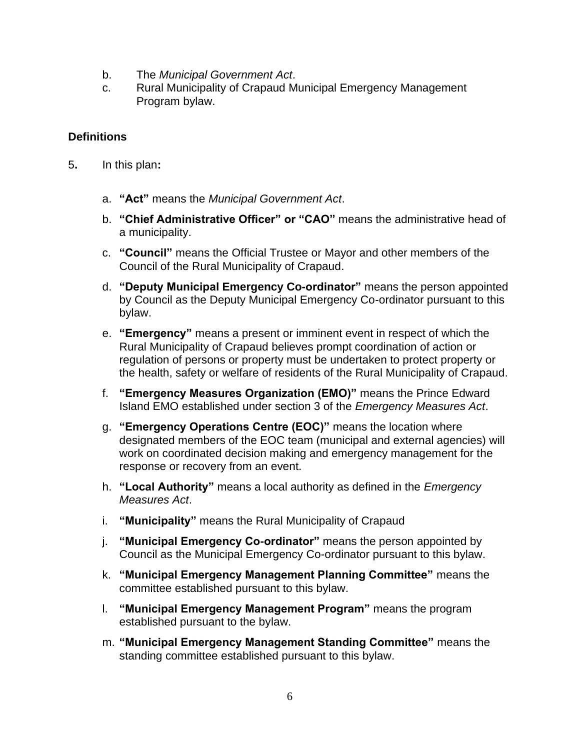b. The *Municipal Government Act*.
c. Rural Municipality of Crapaud Municipal Emergency Management Program bylaw.

### Definitions

5. In this plan:

   a. **"Act"** means the *Municipal Government Act*.
   b. **"Chief Administrative Officer" or "CAO"** means the administrative head of a municipality.
   c. **"Council"** means the Official Trustee or Mayor and other members of the Council of the Rural Municipality of Crapaud.
   d. **"Deputy Municipal Emergency Co-ordinator"** means the person appointed by Council as the Deputy Municipal Emergency Co-ordinator pursuant to this bylaw.
   e. **"Emergency"** means a present or imminent event in respect of which the Rural Municipality of Crapaud believes prompt coordination of action or regulation of persons or property must be undertaken to protect property or the health, safety or welfare of residents of the Rural Municipality of Crapaud.
   f. **"Emergency Measures Organization (EMO)"** means the Prince Edward Island EMO established under section 3 of the *Emergency Measures Act*.
   g. **"Emergency Operations Centre (EOC)"** means the location where designated members of the EOC team (municipal and external agencies) will work on coordinated decision making and emergency management for the response or recovery from an event.
   h. **"Local Authority"** means a local authority as defined in the *Emergency Measures Act*.
   i. **"Municipality"** means the Rural Municipality of Crapaud
   j. **"Municipal Emergency Co-ordinator"** means the person appointed by Council as the Municipal Emergency Co-ordinator pursuant to this bylaw.
   k. **"Municipal Emergency Management Planning Committee"** means the committee established pursuant to this bylaw.
   l. **"Municipal Emergency Management Program"** means the program established pursuant to the bylaw.
   m. **"Municipal Emergency Management Standing Committee"** means the standing committee established pursuant to this bylaw.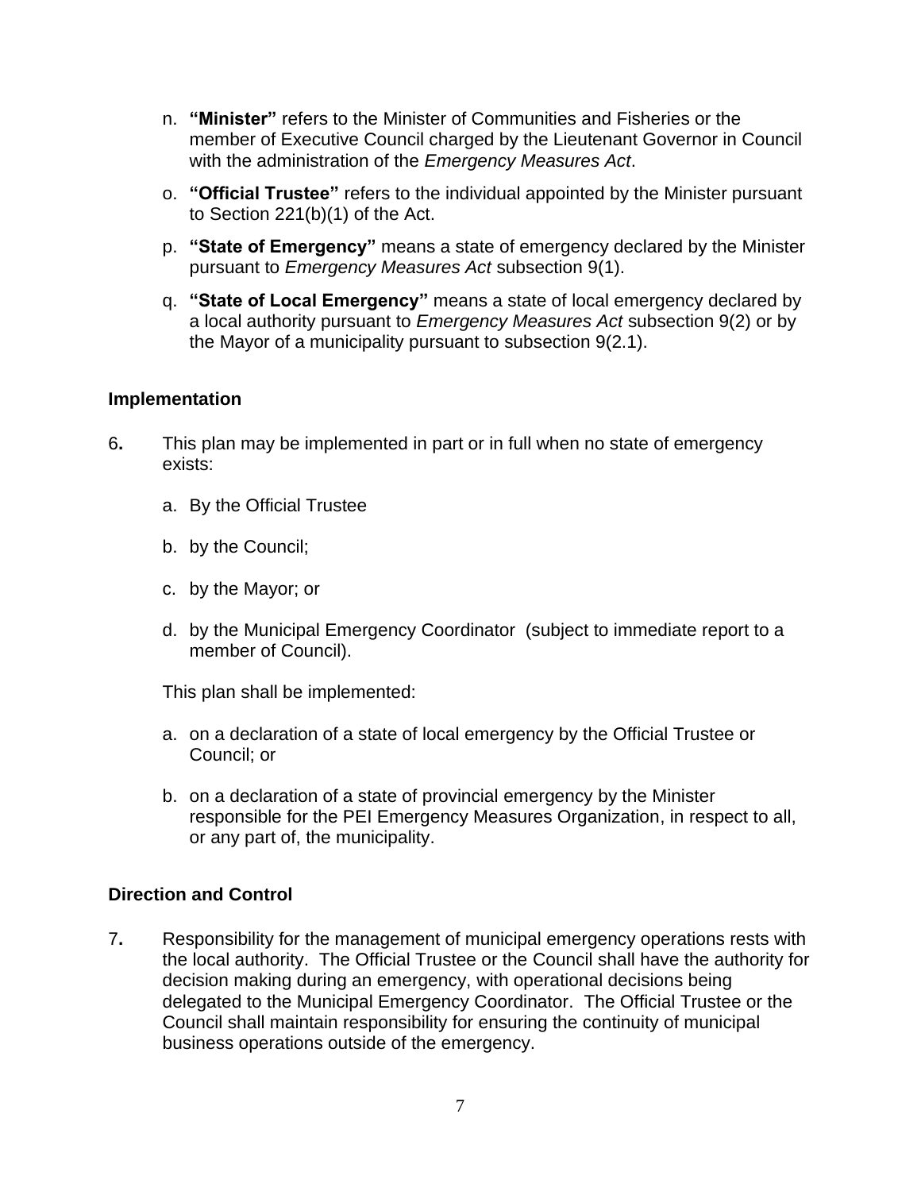n. **"Minister"** refers to the Minister of Communities and Fisheries or the member of Executive Council charged by the Lieutenant Governor in Council with the administration of the *Emergency Measures Act*.

o. **"Official Trustee"** refers to the individual appointed by the Minister pursuant to Section 221(b)(1) of the Act.

p. **"State of Emergency"** means a state of emergency declared by the Minister pursuant to *Emergency Measures Act* subsection 9(1).

q. **"State of Local Emergency"** means a state of local emergency declared by a local authority pursuant to *Emergency Measures Act* subsection 9(2) or by the Mayor of a municipality pursuant to subsection 9(2.1).

### Implementation

6**.** This plan may be implemented in part or in full when no state of emergency exists:

a. By the Official Trustee

b. by the Council;

c. by the Mayor; or

d. by the Municipal Emergency Coordinator (subject to immediate report to a member of Council).

This plan shall be implemented:

a. on a declaration of a state of local emergency by the Official Trustee or Council; or

b. on a declaration of a state of provincial emergency by the Minister responsible for the PEI Emergency Measures Organization, in respect to all, or any part of, the municipality.

### Direction and Control

7**.** Responsibility for the management of municipal emergency operations rests with the local authority. The Official Trustee or the Council shall have the authority for decision making during an emergency, with operational decisions being delegated to the Municipal Emergency Coordinator. The Official Trustee or the Council shall maintain responsibility for ensuring the continuity of municipal business operations outside of the emergency.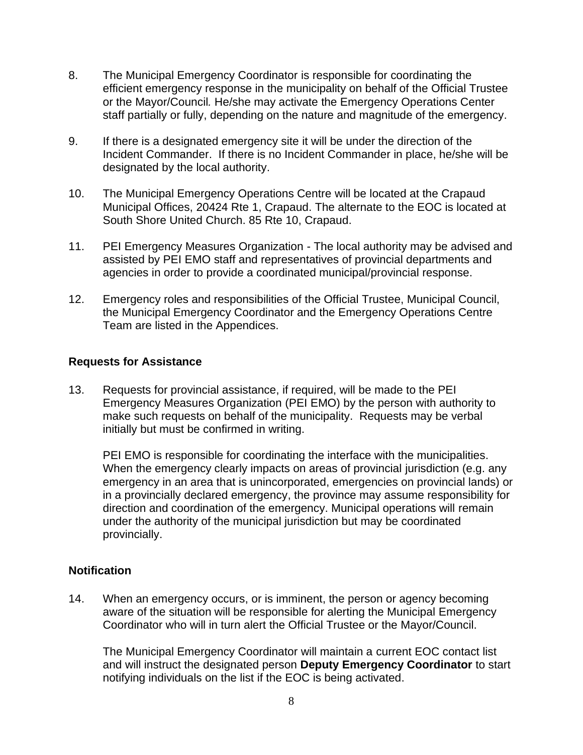8. The Municipal Emergency Coordinator is responsible for coordinating the efficient emergency response in the municipality on behalf of the Official Trustee or the Mayor/Council. He/she may activate the Emergency Operations Center staff partially or fully, depending on the nature and magnitude of the emergency.

9. If there is a designated emergency site it will be under the direction of the Incident Commander. If there is no Incident Commander in place, he/she will be designated by the local authority.

10. The Municipal Emergency Operations Centre will be located at the Crapaud Municipal Offices, 20424 Rte 1, Crapaud. The alternate to the EOC is located at South Shore United Church. 85 Rte 10, Crapaud.

11. PEI Emergency Measures Organization - The local authority may be advised and assisted by PEI EMO staff and representatives of provincial departments and agencies in order to provide a coordinated municipal/provincial response.

12. Emergency roles and responsibilities of the Official Trustee, Municipal Council, the Municipal Emergency Coordinator and the Emergency Operations Centre Team are listed in the Appendices.

### Requests for Assistance

13. Requests for provincial assistance, if required, will be made to the PEI Emergency Measures Organization (PEI EMO) by the person with authority to make such requests on behalf of the municipality. Requests may be verbal initially but must be confirmed in writing.

    PEI EMO is responsible for coordinating the interface with the municipalities. When the emergency clearly impacts on areas of provincial jurisdiction (e.g. any emergency in an area that is unincorporated, emergencies on provincial lands) or in a provincially declared emergency, the province may assume responsibility for direction and coordination of the emergency. Municipal operations will remain under the authority of the municipal jurisdiction but may be coordinated provincially.

### Notification

14. When an emergency occurs, or is imminent, the person or agency becoming aware of the situation will be responsible for alerting the Municipal Emergency Coordinator who will in turn alert the Official Trustee or the Mayor/Council.

    The Municipal Emergency Coordinator will maintain a current EOC contact list and will instruct the designated person **Deputy Emergency Coordinator** to start notifying individuals on the list if the EOC is being activated.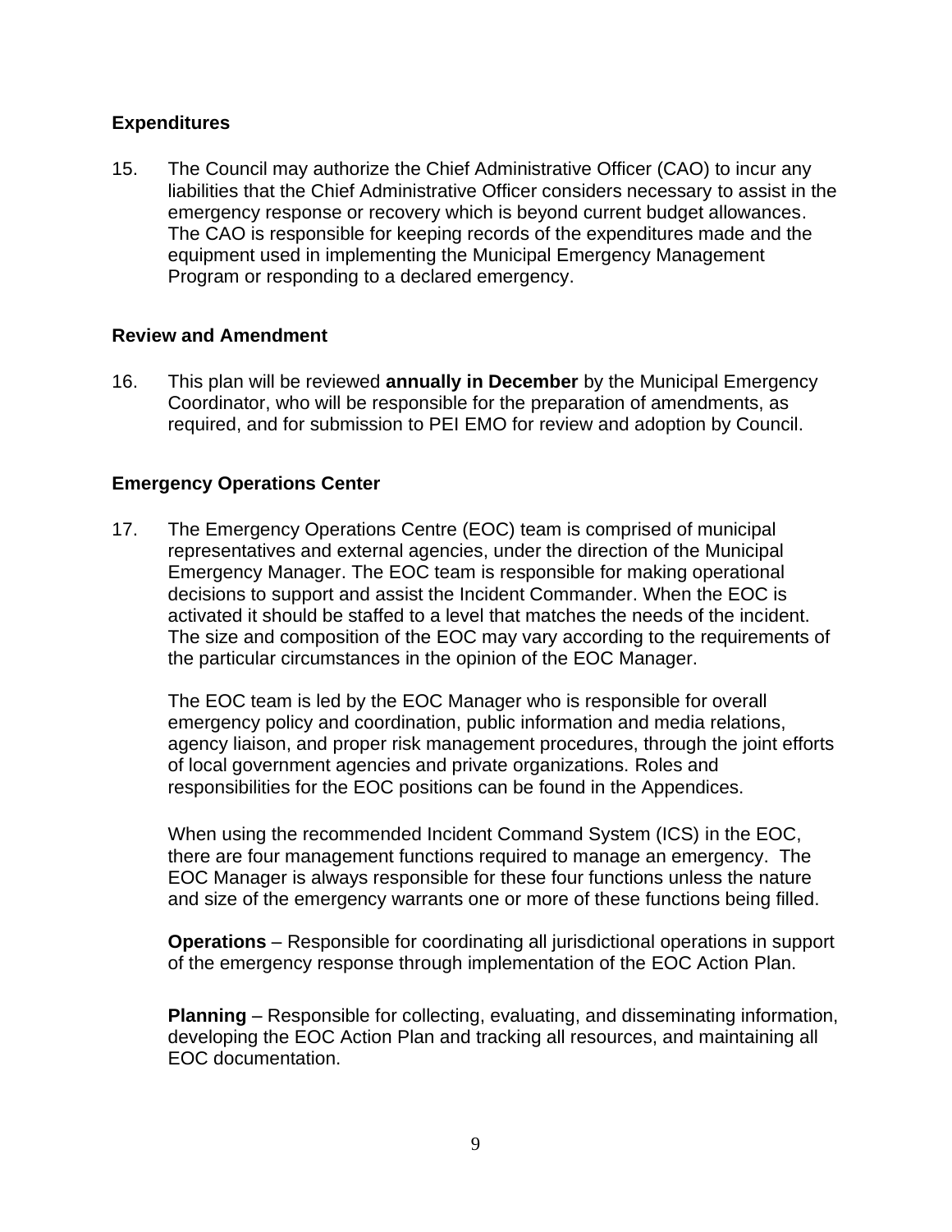**Expenditures**

15. The Council may authorize the Chief Administrative Officer (CAO) to incur any liabilities that the Chief Administrative Officer considers necessary to assist in the emergency response or recovery which is beyond current budget allowances. The CAO is responsible for keeping records of the expenditures made and the equipment used in implementing the Municipal Emergency Management Program or responding to a declared emergency.

**Review and Amendment**

16. This plan will be reviewed **annually in December** by the Municipal Emergency Coordinator, who will be responsible for the preparation of amendments, as required, and for submission to PEI EMO for review and adoption by Council.

**Emergency Operations Center**

17. The Emergency Operations Centre (EOC) team is comprised of municipal representatives and external agencies, under the direction of the Municipal Emergency Manager. The EOC team is responsible for making operational decisions to support and assist the Incident Commander. When the EOC is activated it should be staffed to a level that matches the needs of the incident. The size and composition of the EOC may vary according to the requirements of the particular circumstances in the opinion of the EOC Manager.

    The EOC team is led by the EOC Manager who is responsible for overall emergency policy and coordination, public information and media relations, agency liaison, and proper risk management procedures, through the joint efforts of local government agencies and private organizations. Roles and responsibilities for the EOC positions can be found in the Appendices.

    When using the recommended Incident Command System (ICS) in the EOC, there are four management functions required to manage an emergency. The EOC Manager is always responsible for these four functions unless the nature and size of the emergency warrants one or more of these functions being filled.

    **Operations** – Responsible for coordinating all jurisdictional operations in support of the emergency response through implementation of the EOC Action Plan.

    **Planning** – Responsible for collecting, evaluating, and disseminating information, developing the EOC Action Plan and tracking all resources, and maintaining all EOC documentation.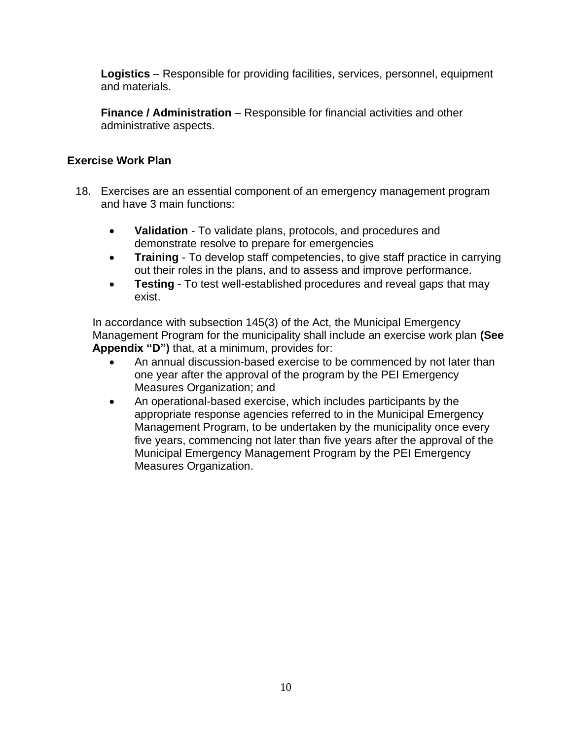**Logistics** – Responsible for providing facilities, services, personnel, equipment and materials.

**Finance / Administration** – Responsible for financial activities and other administrative aspects.

### Exercise Work Plan

18. Exercises are an essential component of an emergency management program and have 3 main functions:

    - **Validation** - To validate plans, protocols, and procedures and demonstrate resolve to prepare for emergencies
    - **Training** - To develop staff competencies, to give staff practice in carrying out their roles in the plans, and to assess and improve performance.
    - **Testing** - To test well-established procedures and reveal gaps that may exist.

    In accordance with subsection 145(3) of the Act, the Municipal Emergency Management Program for the municipality shall include an exercise work plan **(See Appendix "D")** that, at a minimum, provides for:

    - An annual discussion-based exercise to be commenced by not later than one year after the approval of the program by the PEI Emergency Measures Organization; and
    - An operational-based exercise, which includes participants by the appropriate response agencies referred to in the Municipal Emergency Management Program, to be undertaken by the municipality once every five years, commencing not later than five years after the approval of the Municipal Emergency Management Program by the PEI Emergency Measures Organization.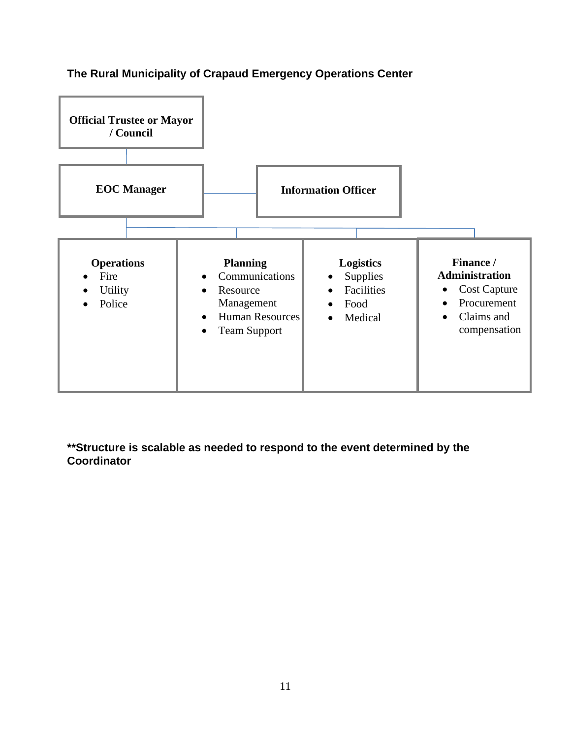**The Rural Municipality of Crapaud Emergency Operations Center**

**Official Trustee or Mayor / Council**

**EOC Manager** — **Information Officer**

| **Operations** | **Planning** | **Logistics** | **Finance / Administration** |
|---|---|---|---|
| • Fire<br>• Utility<br>• Police | • Communications<br>• Resource Management<br>• Human Resources<br>• Team Support | • Supplies<br>• Facilities<br>• Food<br>• Medical | • Cost Capture<br>• Procurement<br>• Claims and compensation |

**\*\*Structure is scalable as needed to respond to the event determined by the Coordinator**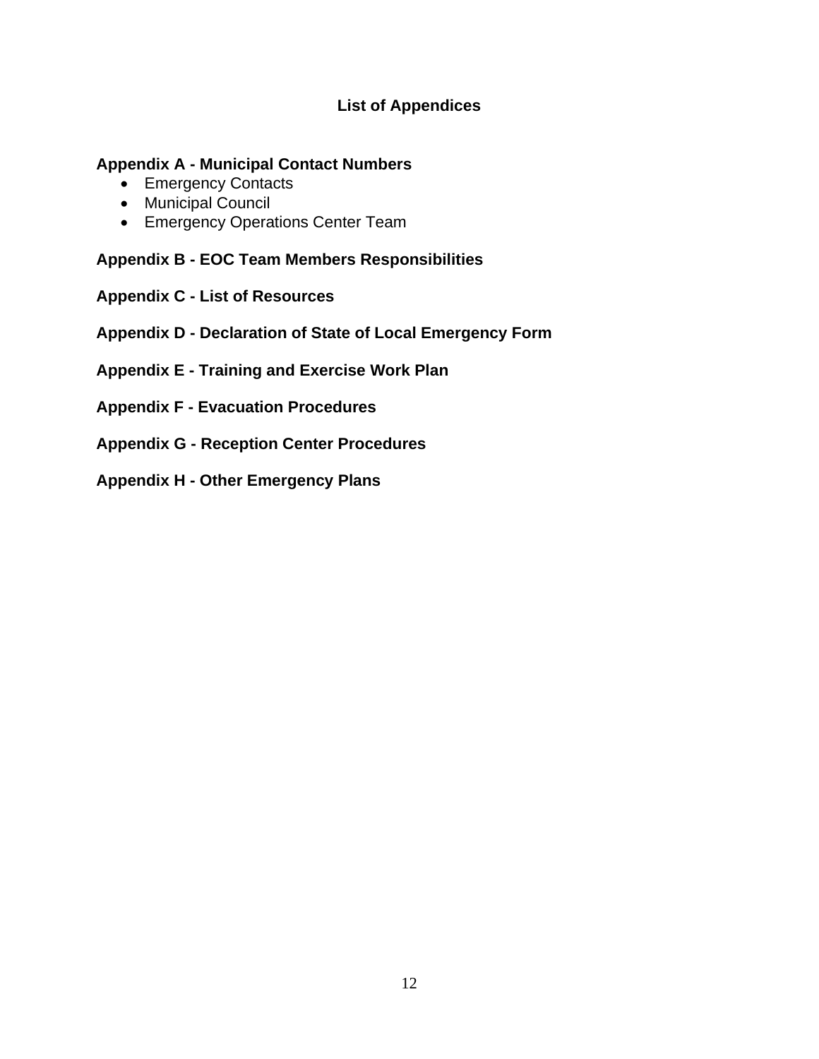# List of Appendices

**Appendix A - Municipal Contact Numbers**

- Emergency Contacts
- Municipal Council
- Emergency Operations Center Team

**Appendix B - EOC Team Members Responsibilities**

**Appendix C - List of Resources**

**Appendix D - Declaration of State of Local Emergency Form**

**Appendix E - Training and Exercise Work Plan**

**Appendix F - Evacuation Procedures**

**Appendix G - Reception Center Procedures**

**Appendix H - Other Emergency Plans**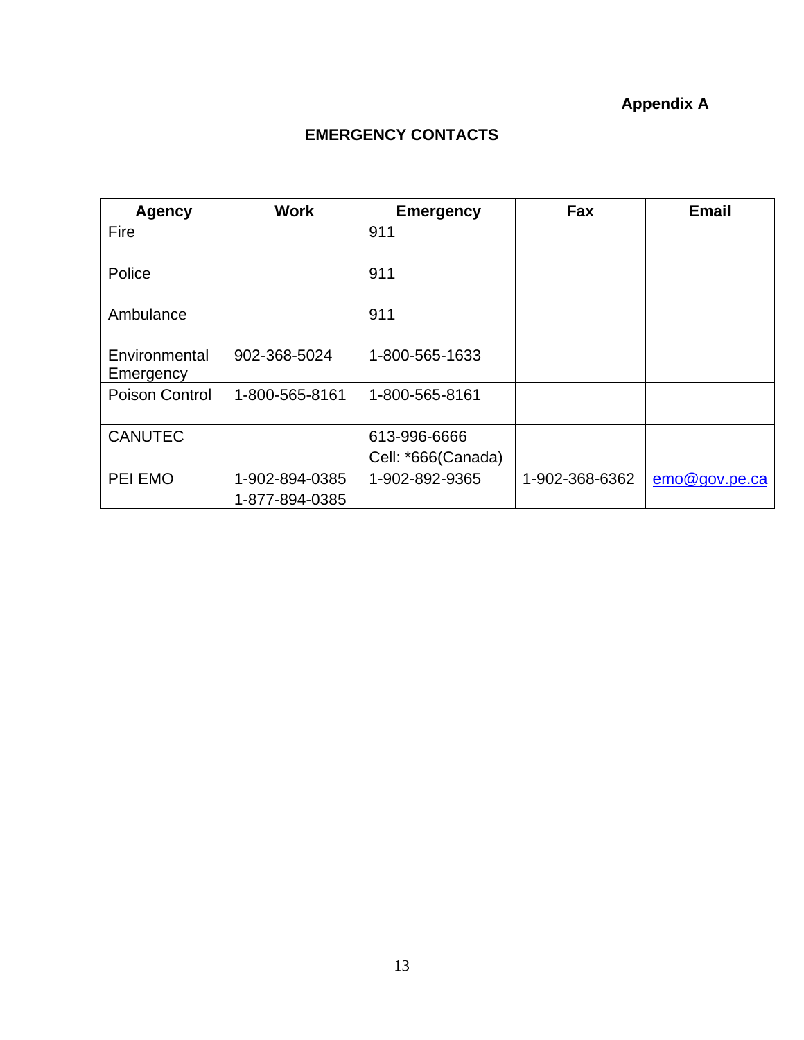**Appendix A**

## EMERGENCY CONTACTS

| Agency | Work | Emergency | Fax | Email |
|---|---|---|---|---|
| Fire | | 911 | | |
| Police | | 911 | | |
| Ambulance | | 911 | | |
| Environmental Emergency | 902-368-5024 | 1-800-565-1633 | | |
| Poison Control | 1-800-565-8161 | 1-800-565-8161 | | |
| CANUTEC | | 613-996-6666<br>Cell: *666(Canada) | | |
| PEI EMO | 1-902-894-0385<br>1-877-894-0385 | 1-902-892-9365 | 1-902-368-6362 | emo@gov.pe.ca |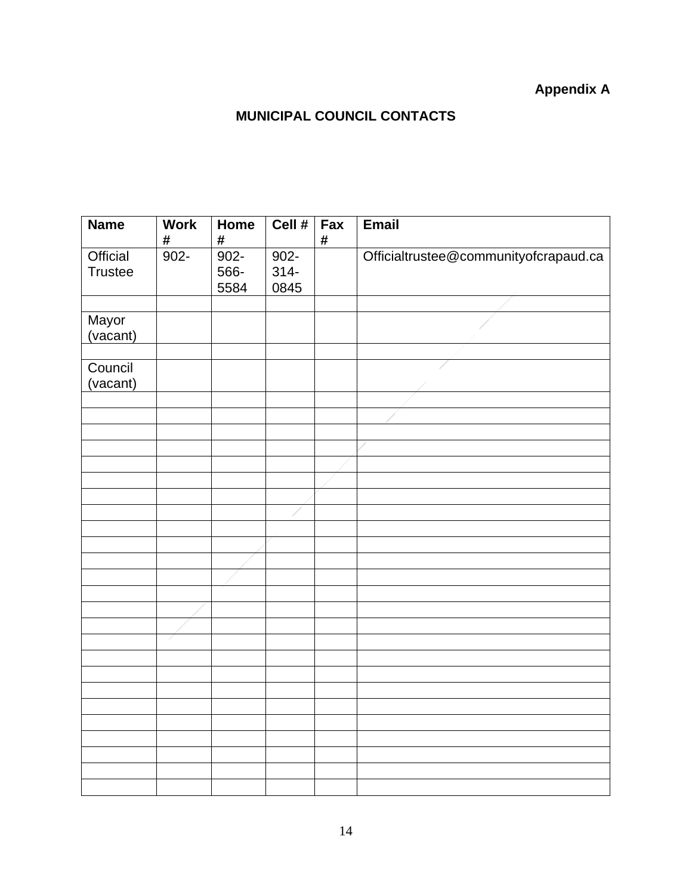**Appendix A**

## MUNICIPAL COUNCIL CONTACTS

| Name | Work # | Home # | Cell # | Fax # | Email |
|---|---|---|---|---|---|
| Official Trustee | 902- | 902-566-5584 | 902-314-0845 | | Officialtrustee@communityofcrapaud.ca |
| | | | | | |
| Mayor (vacant) | | | | | |
| | | | | | |
| Council (vacant) | | | | | |
| | | | | | |
| | | | | | |
| | | | | | |
| | | | | | |
| | | | | | |
| | | | | | |
| | | | | | |
| | | | | | |
| | | | | | |
| | | | | | |
| | | | | | |
| | | | | | |
| | | | | | |
| | | | | | |
| | | | | | |
| | | | | | |
| | | | | | |
| | | | | | |
| | | | | | |
| | | | | | |
| | | | | | |
| | | | | | |
| | | | | | |
| | | | | | |
| | | | | | |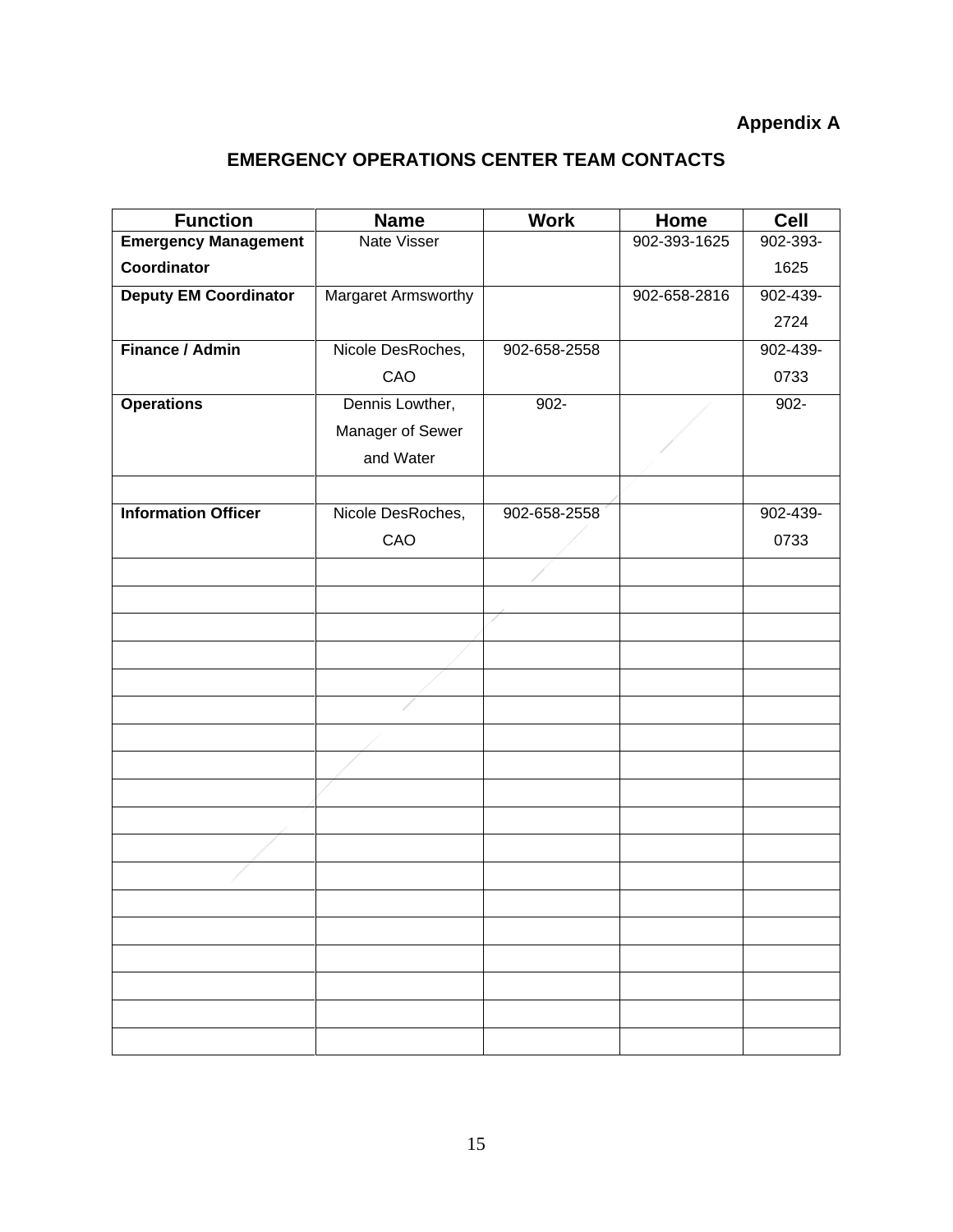**Appendix A**

## EMERGENCY OPERATIONS CENTER TEAM CONTACTS

| Function | Name | Work | Home | Cell |
|---|---|---|---|---|
| **Emergency Management Coordinator** | Nate Visser | | 902-393-1625 | 902-393-1625 |
| **Deputy EM Coordinator** | Margaret Armsworthy | | 902-658-2816 | 902-439-2724 |
| **Finance / Admin** | Nicole DesRoches, CAO | 902-658-2558 | | 902-439-0733 |
| **Operations** | Dennis Lowther, Manager of Sewer and Water | 902- | | 902- |
| | | | | |
| **Information Officer** | Nicole DesRoches, CAO | 902-658-2558 | | 902-439-0733 |
| | | | | |
| | | | | |
| | | | | |
| | | | | |
| | | | | |
| | | | | |
| | | | | |
| | | | | |
| | | | | |
| | | | | |
| | | | | |
| | | | | |
| | | | | |
| | | | | |
| | | | | |
| | | | | |
| | | | | |
| | | | | |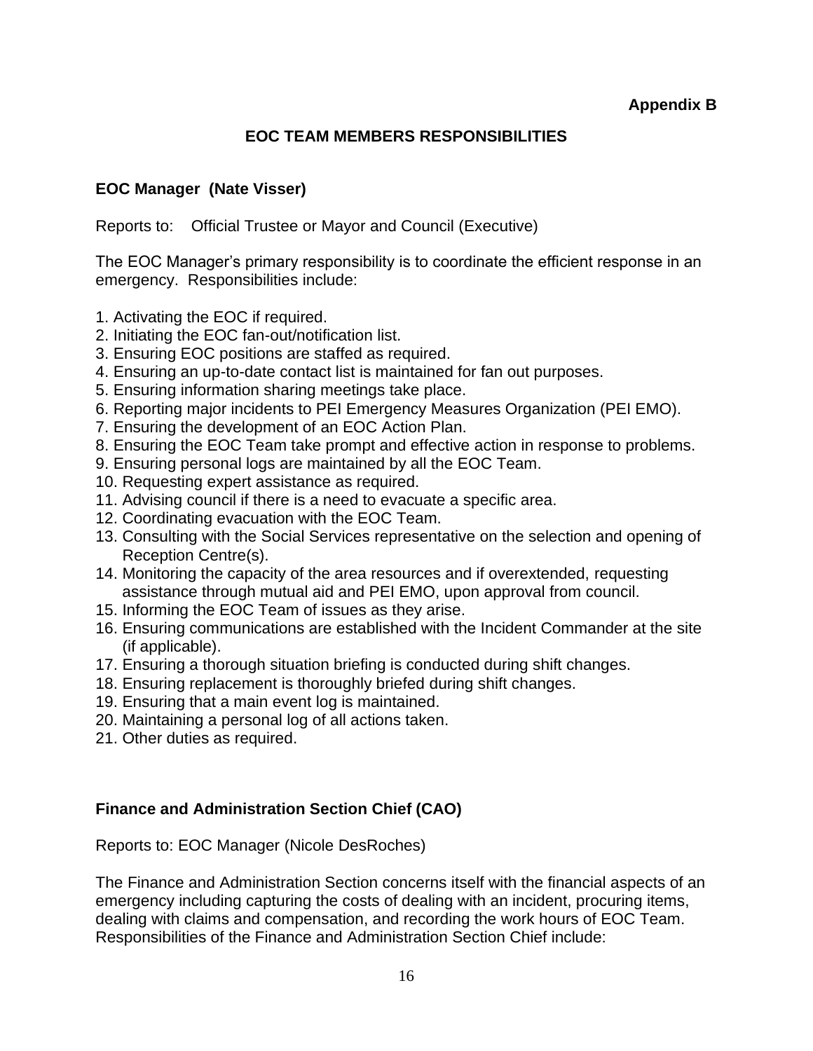**Appendix B**

## EOC TEAM MEMBERS RESPONSIBILITIES

### EOC Manager (Nate Visser)

Reports to: Official Trustee or Mayor and Council (Executive)

The EOC Manager's primary responsibility is to coordinate the efficient response in an emergency. Responsibilities include:

1. Activating the EOC if required.
2. Initiating the EOC fan-out/notification list.
3. Ensuring EOC positions are staffed as required.
4. Ensuring an up-to-date contact list is maintained for fan out purposes.
5. Ensuring information sharing meetings take place.
6. Reporting major incidents to PEI Emergency Measures Organization (PEI EMO).
7. Ensuring the development of an EOC Action Plan.
8. Ensuring the EOC Team take prompt and effective action in response to problems.
9. Ensuring personal logs are maintained by all the EOC Team.
10. Requesting expert assistance as required.
11. Advising council if there is a need to evacuate a specific area.
12. Coordinating evacuation with the EOC Team.
13. Consulting with the Social Services representative on the selection and opening of Reception Centre(s).
14. Monitoring the capacity of the area resources and if overextended, requesting assistance through mutual aid and PEI EMO, upon approval from council.
15. Informing the EOC Team of issues as they arise.
16. Ensuring communications are established with the Incident Commander at the site (if applicable).
17. Ensuring a thorough situation briefing is conducted during shift changes.
18. Ensuring replacement is thoroughly briefed during shift changes.
19. Ensuring that a main event log is maintained.
20. Maintaining a personal log of all actions taken.
21. Other duties as required.

### Finance and Administration Section Chief (CAO)

Reports to: EOC Manager (Nicole DesRoches)

The Finance and Administration Section concerns itself with the financial aspects of an emergency including capturing the costs of dealing with an incident, procuring items, dealing with claims and compensation, and recording the work hours of EOC Team. Responsibilities of the Finance and Administration Section Chief include: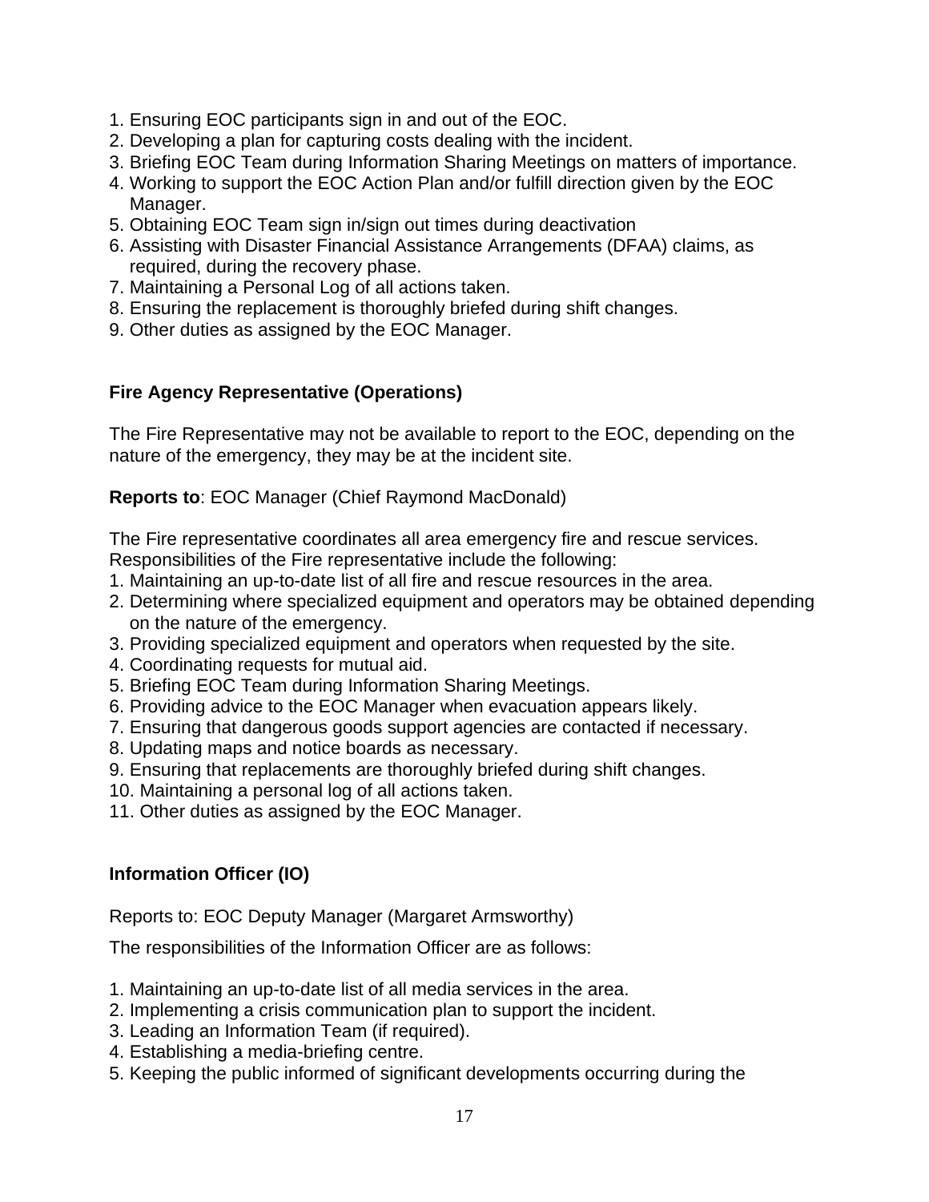1. Ensuring EOC participants sign in and out of the EOC.
2. Developing a plan for capturing costs dealing with the incident.
3. Briefing EOC Team during Information Sharing Meetings on matters of importance.
4. Working to support the EOC Action Plan and/or fulfill direction given by the EOC Manager.
5. Obtaining EOC Team sign in/sign out times during deactivation
6. Assisting with Disaster Financial Assistance Arrangements (DFAA) claims, as required, during the recovery phase.
7. Maintaining a Personal Log of all actions taken.
8. Ensuring the replacement is thoroughly briefed during shift changes.
9. Other duties as assigned by the EOC Manager.

**Fire Agency Representative (Operations)**

The Fire Representative may not be available to report to the EOC, depending on the nature of the emergency, they may be at the incident site.

**Reports to**: EOC Manager (Chief Raymond MacDonald)

The Fire representative coordinates all area emergency fire and rescue services. Responsibilities of the Fire representative include the following:

1. Maintaining an up-to-date list of all fire and rescue resources in the area.
2. Determining where specialized equipment and operators may be obtained depending on the nature of the emergency.
3. Providing specialized equipment and operators when requested by the site.
4. Coordinating requests for mutual aid.
5. Briefing EOC Team during Information Sharing Meetings.
6. Providing advice to the EOC Manager when evacuation appears likely.
7. Ensuring that dangerous goods support agencies are contacted if necessary.
8. Updating maps and notice boards as necessary.
9. Ensuring that replacements are thoroughly briefed during shift changes.
10. Maintaining a personal log of all actions taken.
11. Other duties as assigned by the EOC Manager.

**Information Officer (IO)**

Reports to: EOC Deputy Manager (Margaret Armsworthy)

The responsibilities of the Information Officer are as follows:

1. Maintaining an up-to-date list of all media services in the area.
2. Implementing a crisis communication plan to support the incident.
3. Leading an Information Team (if required).
4. Establishing a media-briefing centre.
5. Keeping the public informed of significant developments occurring during the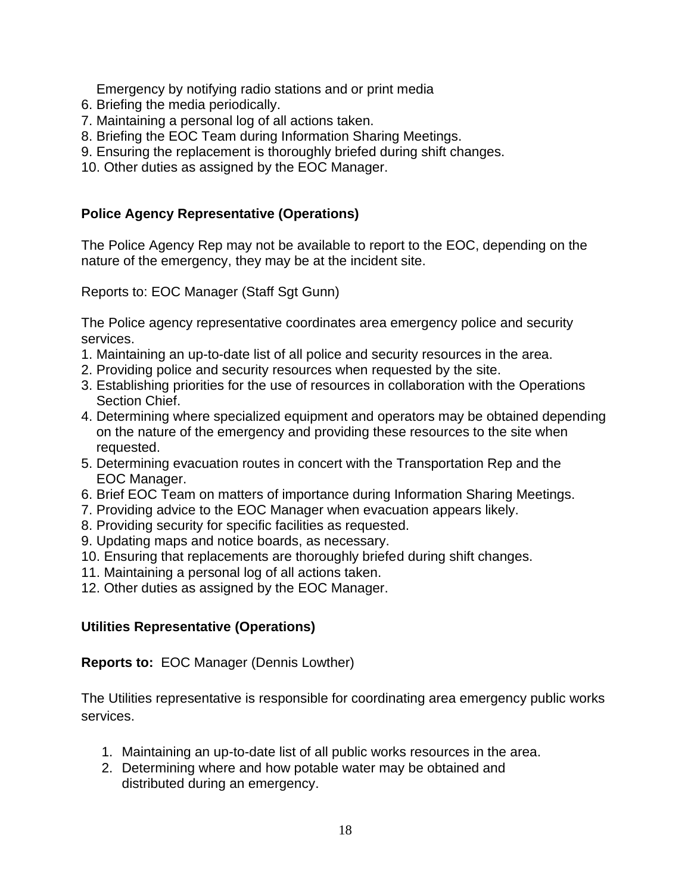Emergency by notifying radio stations and or print media

6. Briefing the media periodically.
7. Maintaining a personal log of all actions taken.
8. Briefing the EOC Team during Information Sharing Meetings.
9. Ensuring the replacement is thoroughly briefed during shift changes.
10. Other duties as assigned by the EOC Manager.

**Police Agency Representative (Operations)**

The Police Agency Rep may not be available to report to the EOC, depending on the nature of the emergency, they may be at the incident site.

Reports to: EOC Manager (Staff Sgt Gunn)

The Police agency representative coordinates area emergency police and security services.

1. Maintaining an up-to-date list of all police and security resources in the area.
2. Providing police and security resources when requested by the site.
3. Establishing priorities for the use of resources in collaboration with the Operations Section Chief.
4. Determining where specialized equipment and operators may be obtained depending on the nature of the emergency and providing these resources to the site when requested.
5. Determining evacuation routes in concert with the Transportation Rep and the EOC Manager.
6. Brief EOC Team on matters of importance during Information Sharing Meetings.
7. Providing advice to the EOC Manager when evacuation appears likely.
8. Providing security for specific facilities as requested.
9. Updating maps and notice boards, as necessary.
10. Ensuring that replacements are thoroughly briefed during shift changes.
11. Maintaining a personal log of all actions taken.
12. Other duties as assigned by the EOC Manager.

**Utilities Representative (Operations)**

**Reports to:** EOC Manager (Dennis Lowther)

The Utilities representative is responsible for coordinating area emergency public works services.

1. Maintaining an up-to-date list of all public works resources in the area.
2. Determining where and how potable water may be obtained and distributed during an emergency.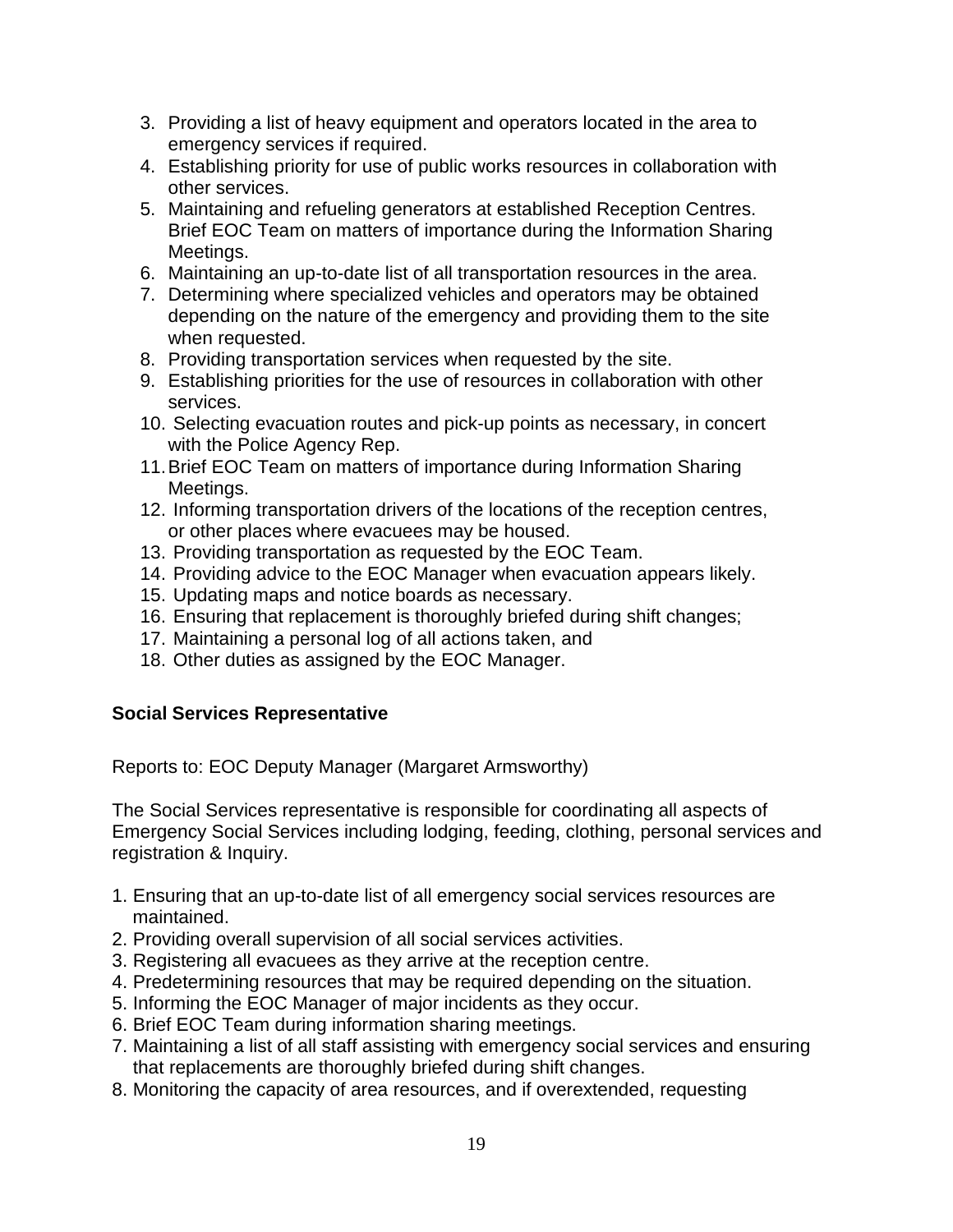3. Providing a list of heavy equipment and operators located in the area to emergency services if required.
4. Establishing priority for use of public works resources in collaboration with other services.
5. Maintaining and refueling generators at established Reception Centres. Brief EOC Team on matters of importance during the Information Sharing Meetings.
6. Maintaining an up-to-date list of all transportation resources in the area.
7. Determining where specialized vehicles and operators may be obtained depending on the nature of the emergency and providing them to the site when requested.
8. Providing transportation services when requested by the site.
9. Establishing priorities for the use of resources in collaboration with other services.
10. Selecting evacuation routes and pick-up points as necessary, in concert with the Police Agency Rep.
11. Brief EOC Team on matters of importance during Information Sharing Meetings.
12. Informing transportation drivers of the locations of the reception centres, or other places where evacuees may be housed.
13. Providing transportation as requested by the EOC Team.
14. Providing advice to the EOC Manager when evacuation appears likely.
15. Updating maps and notice boards as necessary.
16. Ensuring that replacement is thoroughly briefed during shift changes;
17. Maintaining a personal log of all actions taken, and
18. Other duties as assigned by the EOC Manager.

**Social Services Representative**

Reports to: EOC Deputy Manager (Margaret Armsworthy)

The Social Services representative is responsible for coordinating all aspects of Emergency Social Services including lodging, feeding, clothing, personal services and registration & Inquiry.

1. Ensuring that an up-to-date list of all emergency social services resources are maintained.
2. Providing overall supervision of all social services activities.
3. Registering all evacuees as they arrive at the reception centre.
4. Predetermining resources that may be required depending on the situation.
5. Informing the EOC Manager of major incidents as they occur.
6. Brief EOC Team during information sharing meetings.
7. Maintaining a list of all staff assisting with emergency social services and ensuring that replacements are thoroughly briefed during shift changes.
8. Monitoring the capacity of area resources, and if overextended, requesting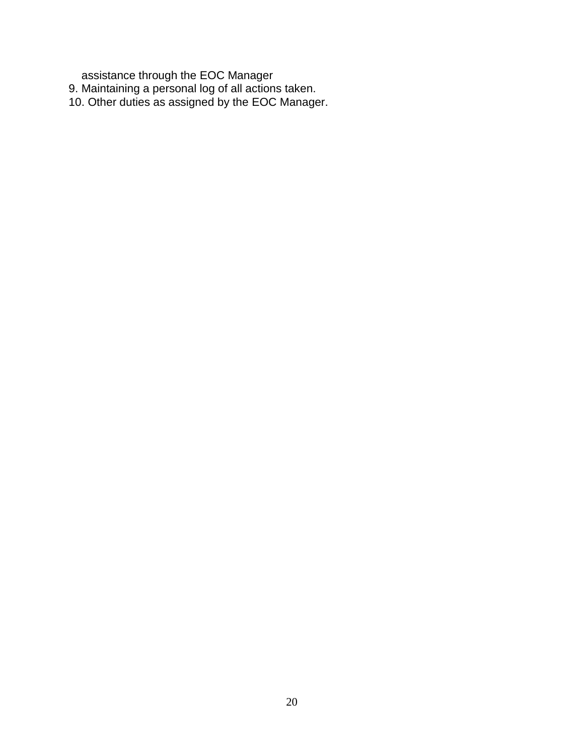assistance through the EOC Manager

9. Maintaining a personal log of all actions taken.
10. Other duties as assigned by the EOC Manager.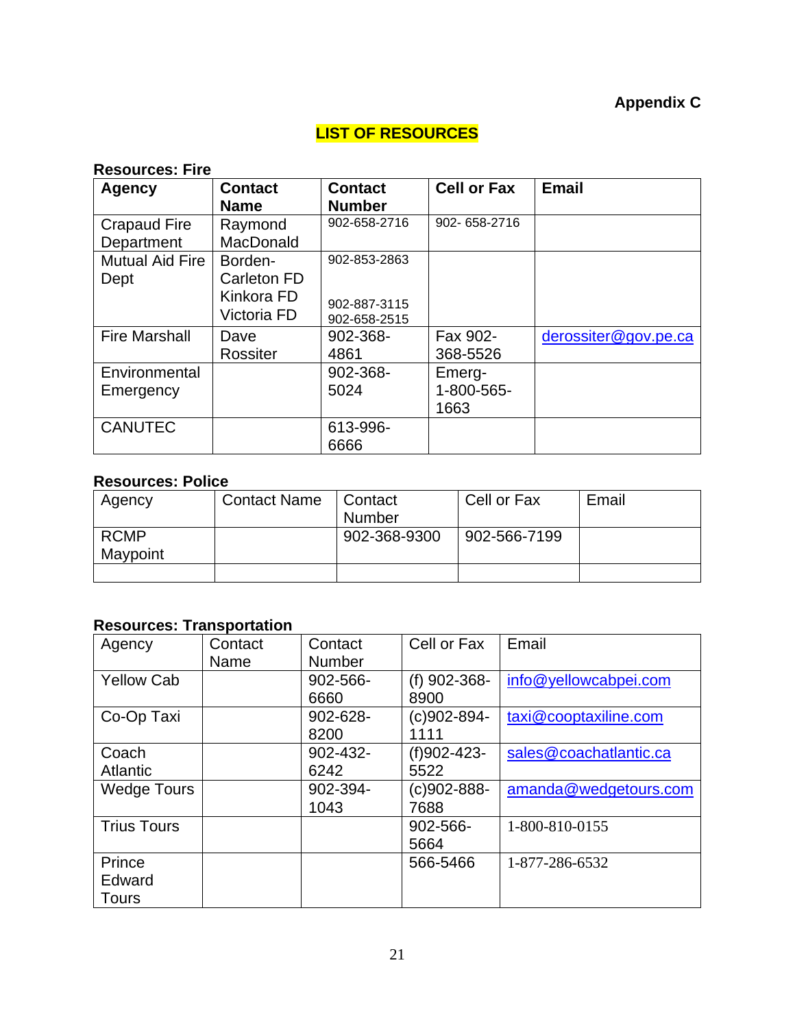**Appendix C**

## LIST OF RESOURCES

**Resources: Fire**

| **Agency** | **Contact Name** | **Contact Number** | **Cell or Fax** | **Email** |
|---|---|---|---|---|
| Crapaud Fire Department | Raymond MacDonald | 902-658-2716 | 902- 658-2716 | |
| Mutual Aid Fire Dept | Borden-Carleton FD<br>Kinkora FD<br>Victoria FD | 902-853-2863<br><br>902-887-3115<br>902-658-2515 | | |
| Fire Marshall | Dave Rossiter | 902-368-4861 | Fax 902-368-5526 | derossiter@gov.pe.ca |
| Environmental Emergency | | 902-368-5024 | Emerg-1-800-565-1663 | |
| CANUTEC | | 613-996-6666 | | |

**Resources: Police**

| Agency | Contact Name | Contact Number | Cell or Fax | Email |
|---|---|---|---|---|
| RCMP Maypoint | | 902-368-9300 | 902-566-7199 | |
| | | | | |

**Resources: Transportation**

| Agency | Contact Name | Contact Number | Cell or Fax | Email |
|---|---|---|---|---|
| Yellow Cab | | 902-566-6660 | (f) 902-368-8900 | info@yellowcabpei.com |
| Co-Op Taxi | | 902-628-8200 | (c)902-894-1111 | taxi@cooptaxiline.com |
| Coach Atlantic | | 902-432-6242 | (f)902-423-5522 | sales@coachatlantic.ca |
| Wedge Tours | | 902-394-1043 | (c)902-888-7688 | amanda@wedgetours.com |
| Trius Tours | | | 902-566-5664 | 1-800-810-0155 |
| Prince Edward Tours | | | 566-5466 | 1-877-286-6532 |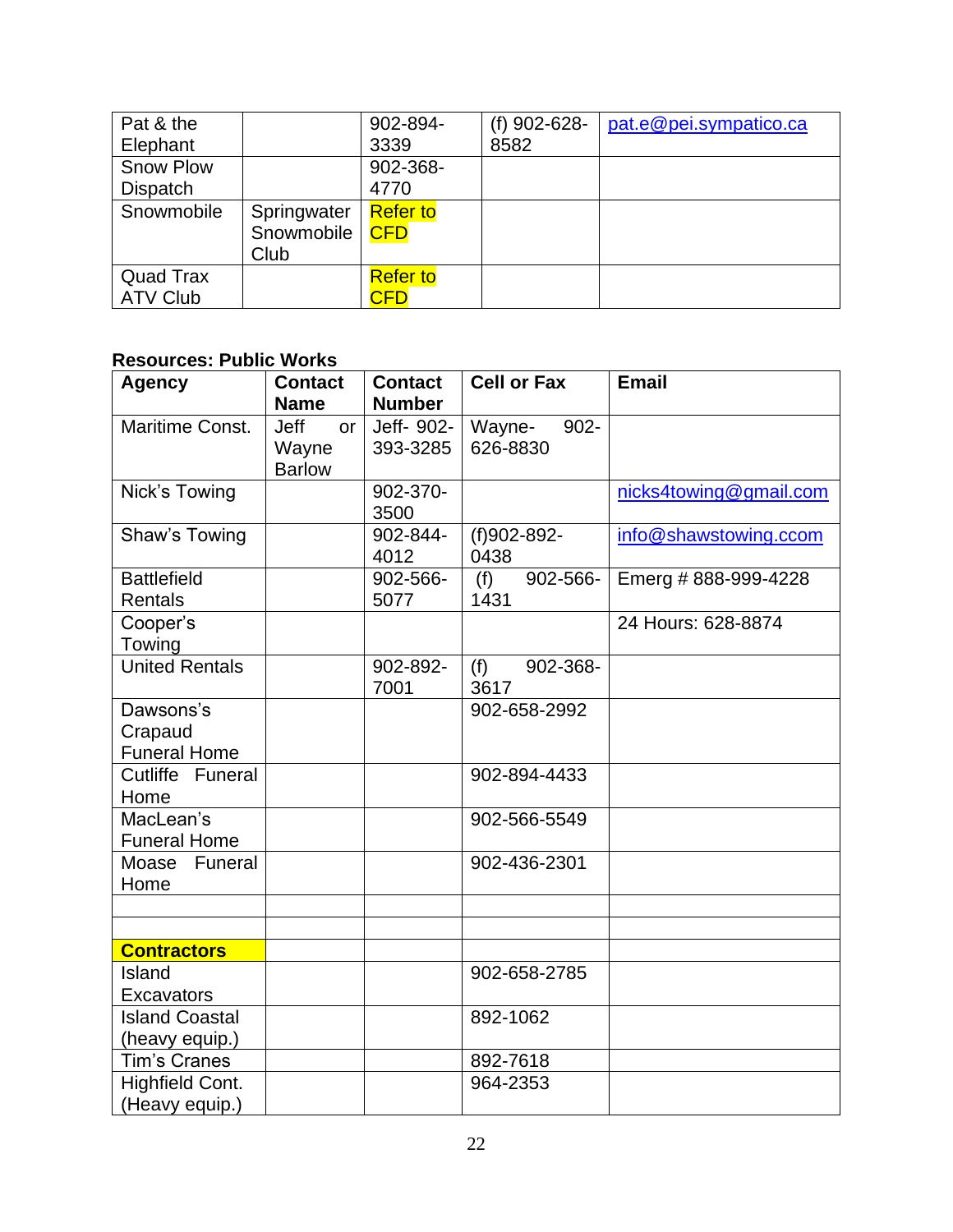| Pat & the Elephant | | 902-894-3339 | (f) 902-628-8582 | pat.e@pei.sympatico.ca |
|---|---|---|---|---|
| Snow Plow Dispatch | | 902-368-4770 | | |
| Snowmobile | Springwater Snowmobile Club | Refer to CFD | | |
| Quad Trax ATV Club | | Refer to CFD | | |

**Resources: Public Works**

| Agency | Contact Name | Contact Number | Cell or Fax | Email |
|---|---|---|---|---|
| Maritime Const. | Jeff or Wayne Barlow | Jeff- 902-393-3285 | Wayne- 902-626-8830 | |
| Nick's Towing | | 902-370-3500 | | nicks4towing@gmail.com |
| Shaw's Towing | | 902-844-4012 | (f)902-892-0438 | info@shawstowing.ccom |
| Battlefield Rentals | | 902-566-5077 | (f) 902-566-1431 | Emerg # 888-999-4228 |
| Cooper's Towing | | | | 24 Hours: 628-8874 |
| United Rentals | | 902-892-7001 | (f) 902-368-3617 | |
| Dawsons's Crapaud Funeral Home | | | 902-658-2992 | |
| Cutliffe Funeral Home | | | 902-894-4433 | |
| MacLean's Funeral Home | | | 902-566-5549 | |
| Moase Funeral Home | | | 902-436-2301 | |
| | | | | |
| | | | | |
| **Contractors** | | | | |
| Island Excavators | | | 902-658-2785 | |
| Island Coastal (heavy equip.) | | | 892-1062 | |
| Tim's Cranes | | | 892-7618 | |
| Highfield Cont. (Heavy equip.) | | | 964-2353 | |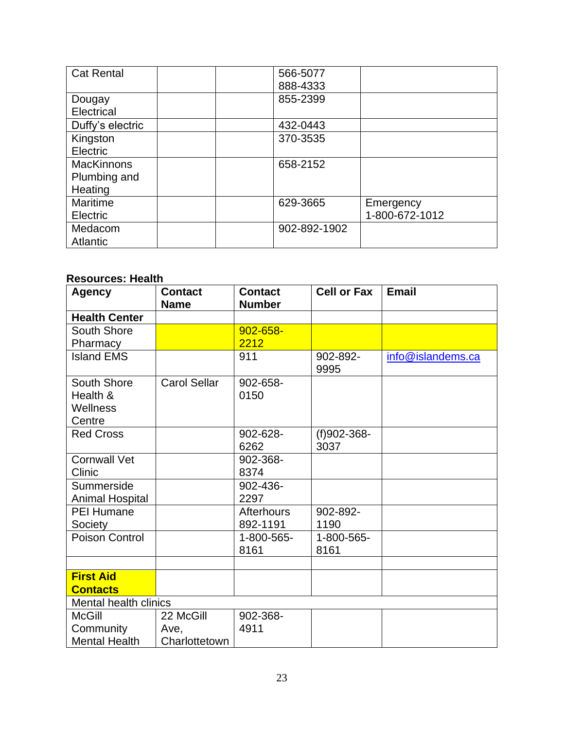| Cat Rental | | | 566-5077<br>888-4333 | |
|---|---|---|---|---|
| Dougay Electrical | | | 855-2399 | |
| Duffy's electric | | | 432-0443 | |
| Kingston Electric | | | 370-3535 | |
| MacKinnons Plumbing and Heating | | | 658-2152 | |
| Maritime Electric | | | 629-3665 | Emergency 1-800-672-1012 |
| Medacom Atlantic | | | 902-892-1902 | |

**Resources: Health**

| Agency | Contact Name | Contact Number | Cell or Fax | Email |
|---|---|---|---|---|
| **Health Center** | | | | |
| South Shore Pharmacy | | 902-658-2212 | | |
| Island EMS | | 911 | 902-892-9995 | info@islandems.ca |
| South Shore Health & Wellness Centre | Carol Sellar | 902-658-0150 | | |
| Red Cross | | 902-628-6262 | (f)902-368-3037 | |
| Cornwall Vet Clinic | | 902-368-8374 | | |
| Summerside Animal Hospital | | 902-436-2297 | | |
| PEI Humane Society | | Afterhours 892-1191 | 902-892-1190 | |
| Poison Control | | 1-800-565-8161 | 1-800-565-8161 | |
| | | | | |
| **First Aid Contacts** | | | | |
| Mental health clinics | | | | |
| McGill Community Mental Health | 22 McGill Ave, Charlottetown | 902-368-4911 | | |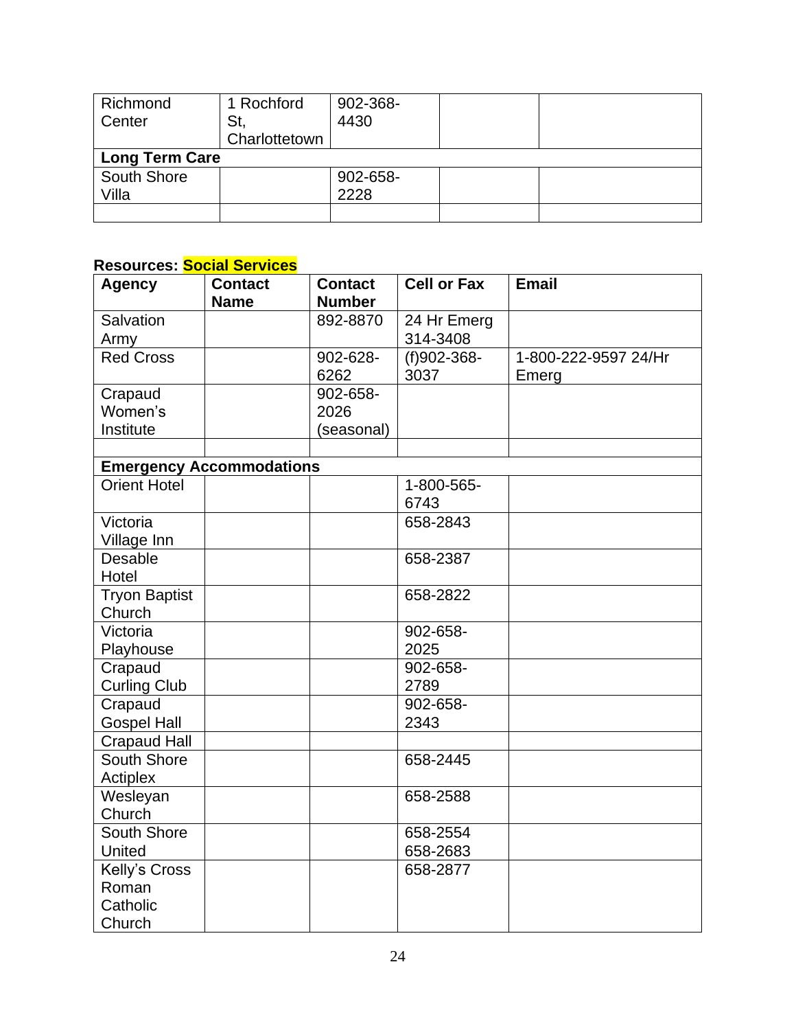| Richmond Center | 1 Rochford St, Charlottetown | 902-368-4430 | | |
|---|---|---|---|---|
| **Long Term Care** | | | | |
| South Shore Villa | | 902-658-2228 | | |
| | | | | |

**Resources: Social Services**

| Agency | Contact Name | Contact Number | Cell or Fax | Email |
|---|---|---|---|---|
| Salvation Army | | 892-8870 | 24 Hr Emerg 314-3408 | |
| Red Cross | | 902-628-6262 | (f)902-368-3037 | 1-800-222-9597 24/Hr Emerg |
| Crapaud Women's Institute | | 902-658-2026 (seasonal) | | |
| | | | | |
| **Emergency Accommodations** | | | | |
| Orient Hotel | | | 1-800-565-6743 | |
| Victoria Village Inn | | | 658-2843 | |
| Desable Hotel | | | 658-2387 | |
| Tryon Baptist Church | | | 658-2822 | |
| Victoria Playhouse | | | 902-658-2025 | |
| Crapaud Curling Club | | | 902-658-2789 | |
| Crapaud Gospel Hall | | | 902-658-2343 | |
| Crapaud Hall | | | | |
| South Shore Actiplex | | | 658-2445 | |
| Wesleyan Church | | | 658-2588 | |
| South Shore United | | | 658-2554 658-2683 | |
| Kelly's Cross Roman Catholic Church | | | 658-2877 | |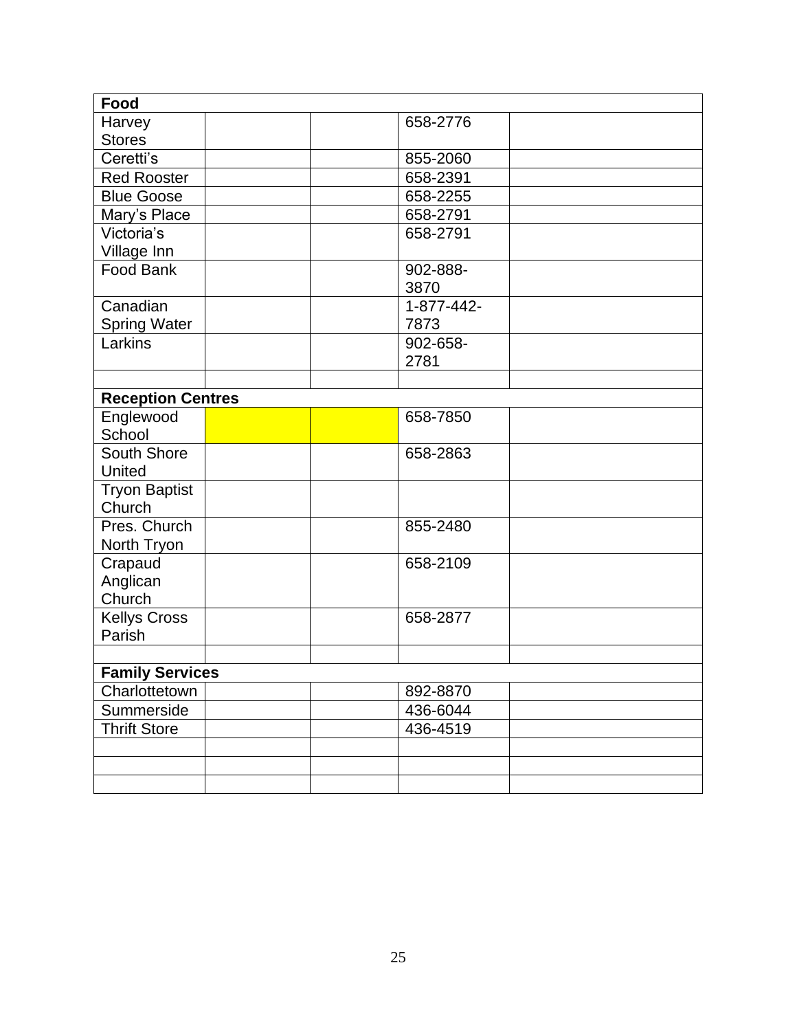| Food | | | | |
|---|---|---|---|---|
| Harvey Stores | | | 658-2776 | |
| Ceretti's | | | 855-2060 | |
| Red Rooster | | | 658-2391 | |
| Blue Goose | | | 658-2255 | |
| Mary's Place | | | 658-2791 | |
| Victoria's Village Inn | | | 658-2791 | |
| Food Bank | | | 902-888-3870 | |
| Canadian Spring Water | | | 1-877-442-7873 | |
| Larkins | | | 902-658-2781 | |
| | | | | |
| **Reception Centres** | | | | |
| Englewood School | | | 658-7850 | |
| South Shore United | | | 658-2863 | |
| Tryon Baptist Church | | | | |
| Pres. Church North Tryon | | | 855-2480 | |
| Crapaud Anglican Church | | | 658-2109 | |
| Kellys Cross Parish | | | 658-2877 | |
| | | | | |
| **Family Services** | | | | |
| Charlottetown | | | 892-8870 | |
| Summerside | | | 436-6044 | |
| Thrift Store | | | 436-4519 | |
| | | | | |
| | | | | |
| | | | | |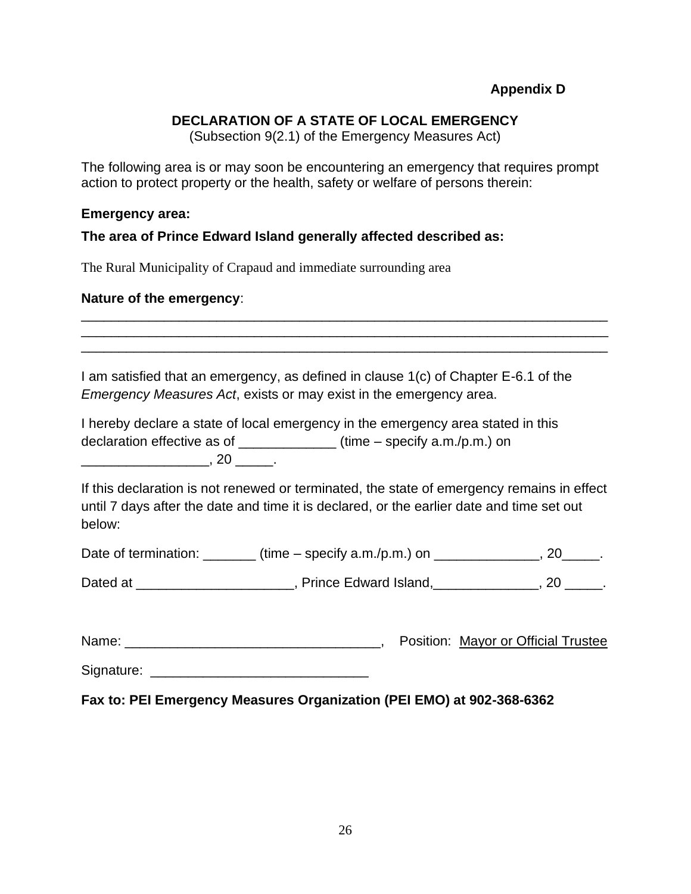**Appendix D**

# DECLARATION OF A STATE OF LOCAL EMERGENCY

(Subsection 9(2.1) of the Emergency Measures Act)

The following area is or may soon be encountering an emergency that requires prompt action to protect property or the health, safety or welfare of persons therein:

**Emergency area:**

**The area of Prince Edward Island generally affected described as:**

The Rural Municipality of Crapaud and immediate surrounding area

**Nature of the emergency**:

_________________________________________________________________________
_________________________________________________________________________
_________________________________________________________________________

I am satisfied that an emergency, as defined in clause 1(c) of Chapter E-6.1 of the *Emergency Measures Act*, exists or may exist in the emergency area.

I hereby declare a state of local emergency in the emergency area stated in this declaration effective as of _____________ (time – specify a.m./p.m.) on _________________, 20 _____.

If this declaration is not renewed or terminated, the state of emergency remains in effect until 7 days after the date and time it is declared, or the earlier date and time set out below:

Date of termination: _______ (time – specify a.m./p.m.) on ______________, 20_____.

Dated at _____________________, Prince Edward Island,______________, 20 _____.

Name: __________________________________, Position: Mayor or Official Trustee

Signature: _____________________________

**Fax to: PEI Emergency Measures Organization (PEI EMO) at 902-368-6362**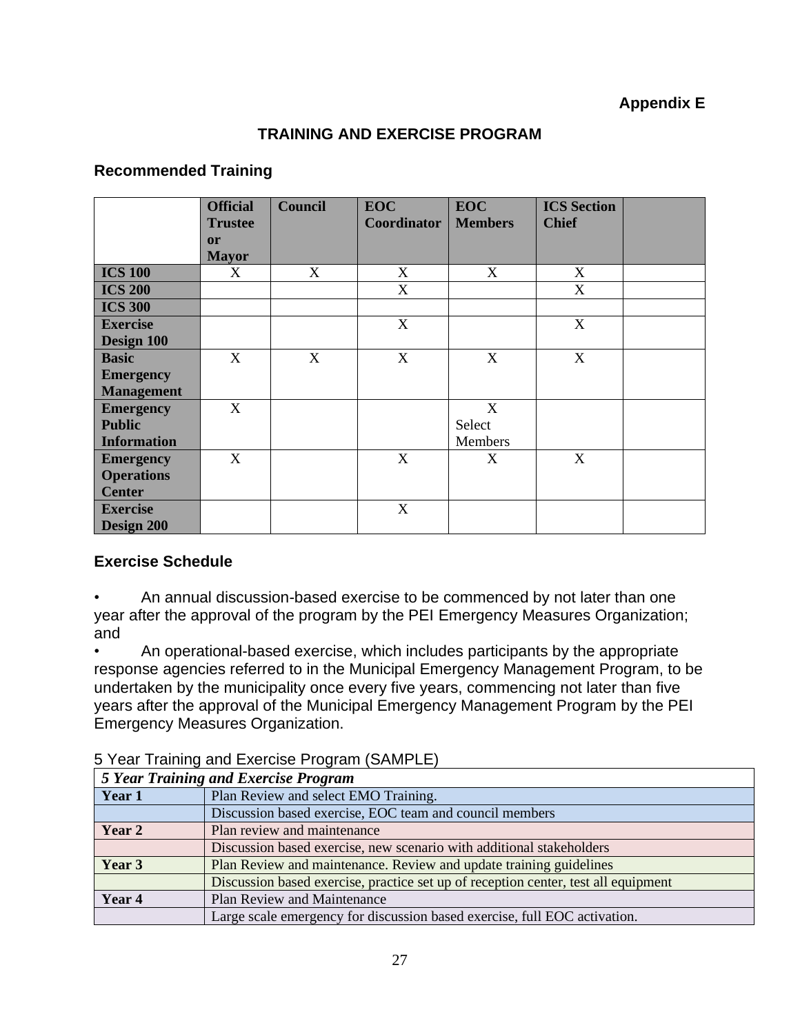**Appendix E**

## TRAINING AND EXERCISE PROGRAM

### Recommended Training

| | Official Trustee or Mayor | Council | EOC Coordinator | EOC Members | ICS Section Chief | |
|---|---|---|---|---|---|---|
| **ICS 100** | X | X | X | X | X | |
| **ICS 200** | | | X | | X | |
| **ICS 300** | | | | | | |
| **Exercise Design 100** | | | X | | X | |
| **Basic Emergency Management** | X | X | X | X | X | |
| **Emergency Public Information** | X | | | X Select Members | | |
| **Emergency Operations Center** | X | | X | X | X | |
| **Exercise Design 200** | | | X | | | |

### Exercise Schedule

- An annual discussion-based exercise to be commenced by not later than one year after the approval of the program by the PEI Emergency Measures Organization; and
- An operational-based exercise, which includes participants by the appropriate response agencies referred to in the Municipal Emergency Management Program, to be undertaken by the municipality once every five years, commencing not later than five years after the approval of the Municipal Emergency Management Program by the PEI Emergency Measures Organization.

5 Year Training and Exercise Program (SAMPLE)

| *5 Year Training and Exercise Program* | |
|---|---|
| **Year 1** | Plan Review and select EMO Training. |
| | Discussion based exercise, EOC team and council members |
| **Year 2** | Plan review and maintenance |
| | Discussion based exercise, new scenario with additional stakeholders |
| **Year 3** | Plan Review and maintenance. Review and update training guidelines |
| | Discussion based exercise, practice set up of reception center, test all equipment |
| **Year 4** | Plan Review and Maintenance |
| | Large scale emergency for discussion based exercise, full EOC activation. |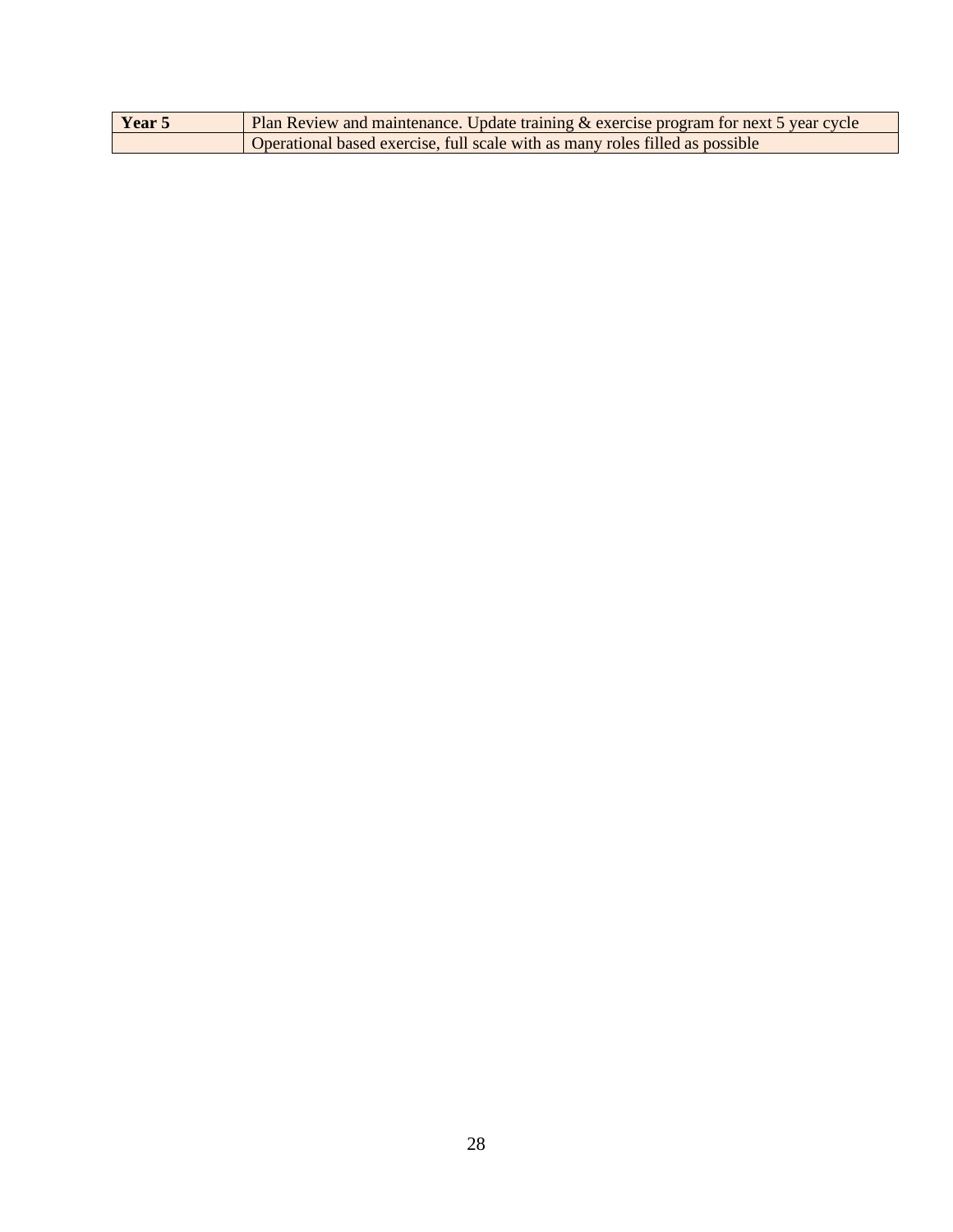| | |
|---|---|
| **Year 5** | Plan Review and maintenance. Update training & exercise program for next 5 year cycle |
| | Operational based exercise, full scale with as many roles filled as possible |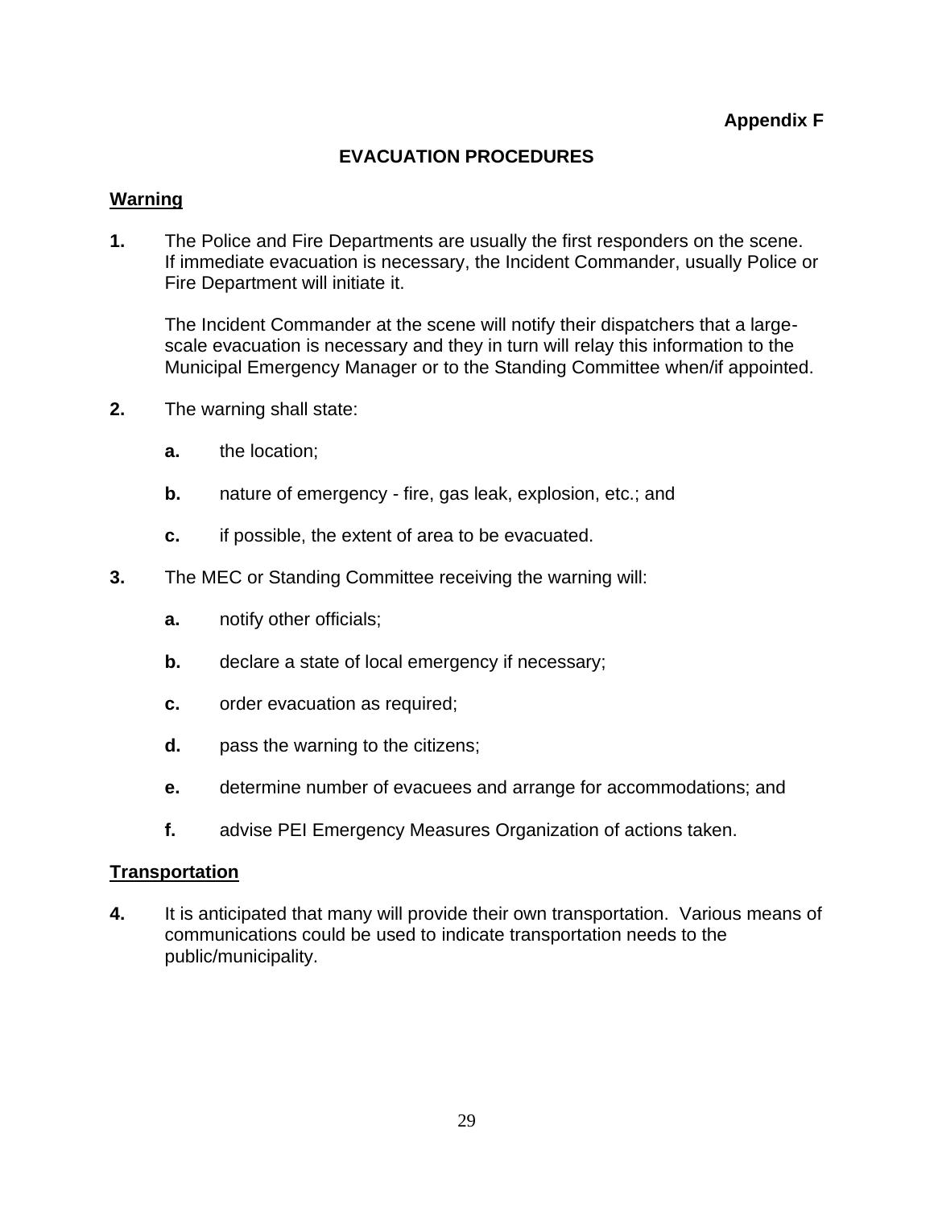**Appendix F**

# EVACUATION PROCEDURES

## Warning

**1.** The Police and Fire Departments are usually the first responders on the scene. If immediate evacuation is necessary, the Incident Commander, usually Police or Fire Department will initiate it.

The Incident Commander at the scene will notify their dispatchers that a large-scale evacuation is necessary and they in turn will relay this information to the Municipal Emergency Manager or to the Standing Committee when/if appointed.

**2.** The warning shall state:

- **a.** the location;
- **b.** nature of emergency - fire, gas leak, explosion, etc.; and
- **c.** if possible, the extent of area to be evacuated.

**3.** The MEC or Standing Committee receiving the warning will:

- **a.** notify other officials;
- **b.** declare a state of local emergency if necessary;
- **c.** order evacuation as required;
- **d.** pass the warning to the citizens;
- **e.** determine number of evacuees and arrange for accommodations; and
- **f.** advise PEI Emergency Measures Organization of actions taken.

## Transportation

**4.** It is anticipated that many will provide their own transportation. Various means of communications could be used to indicate transportation needs to the public/municipality.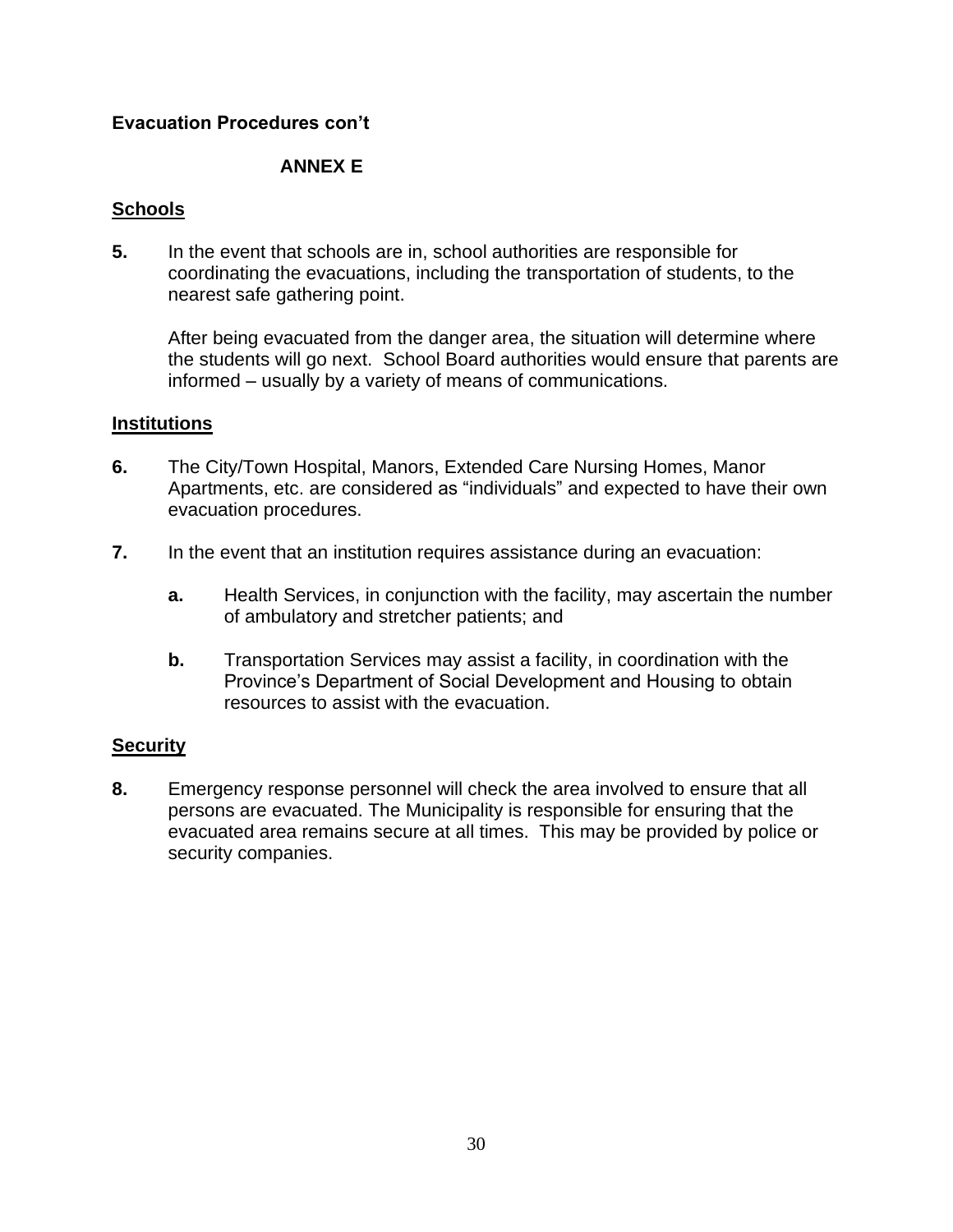**Evacuation Procedures con't**

**ANNEX E**

## Schools

**5.** In the event that schools are in, school authorities are responsible for coordinating the evacuations, including the transportation of students, to the nearest safe gathering point.

After being evacuated from the danger area, the situation will determine where the students will go next. School Board authorities would ensure that parents are informed – usually by a variety of means of communications.

## Institutions

**6.** The City/Town Hospital, Manors, Extended Care Nursing Homes, Manor Apartments, etc. are considered as "individuals" and expected to have their own evacuation procedures.

**7.** In the event that an institution requires assistance during an evacuation:

- **a.** Health Services, in conjunction with the facility, may ascertain the number of ambulatory and stretcher patients; and

- **b.** Transportation Services may assist a facility, in coordination with the Province's Department of Social Development and Housing to obtain resources to assist with the evacuation.

## Security

**8.** Emergency response personnel will check the area involved to ensure that all persons are evacuated. The Municipality is responsible for ensuring that the evacuated area remains secure at all times. This may be provided by police or security companies.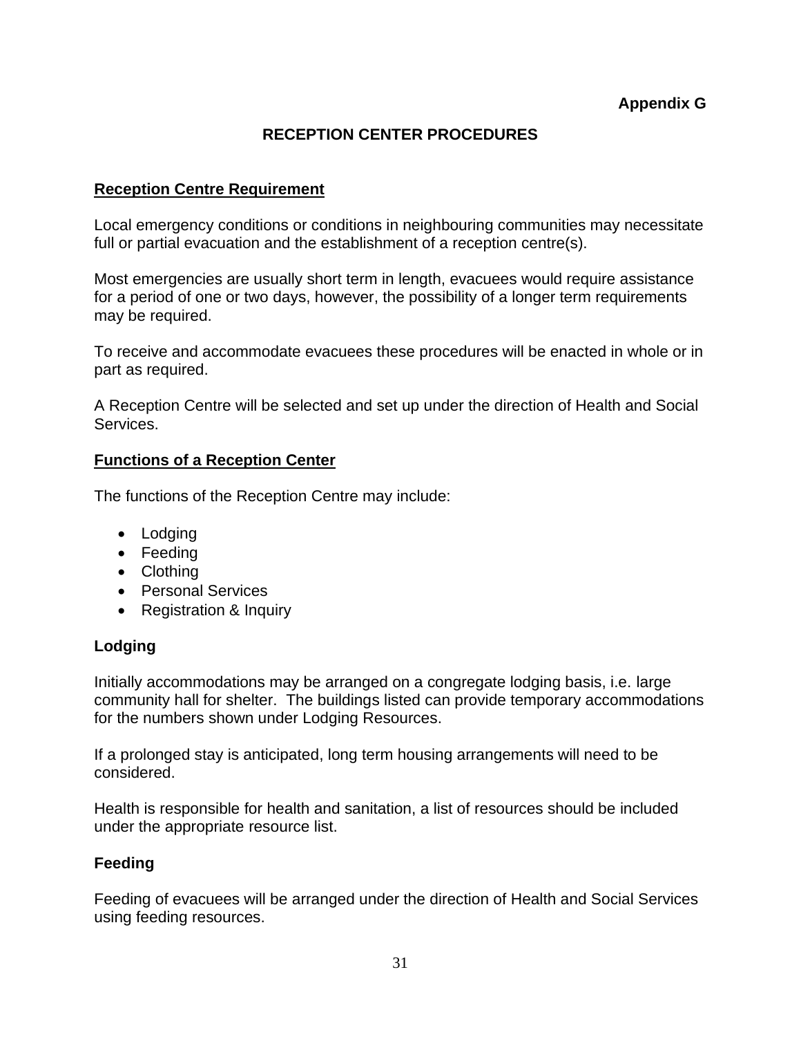**Appendix G**

# RECEPTION CENTER PROCEDURES

## Reception Centre Requirement

Local emergency conditions or conditions in neighbouring communities may necessitate full or partial evacuation and the establishment of a reception centre(s).

Most emergencies are usually short term in length, evacuees would require assistance for a period of one or two days, however, the possibility of a longer term requirements may be required.

To receive and accommodate evacuees these procedures will be enacted in whole or in part as required.

A Reception Centre will be selected and set up under the direction of Health and Social Services.

## Functions of a Reception Center

The functions of the Reception Centre may include:

- Lodging
- Feeding
- Clothing
- Personal Services
- Registration & Inquiry

### Lodging

Initially accommodations may be arranged on a congregate lodging basis, i.e. large community hall for shelter. The buildings listed can provide temporary accommodations for the numbers shown under Lodging Resources.

If a prolonged stay is anticipated, long term housing arrangements will need to be considered.

Health is responsible for health and sanitation, a list of resources should be included under the appropriate resource list.

### Feeding

Feeding of evacuees will be arranged under the direction of Health and Social Services using feeding resources.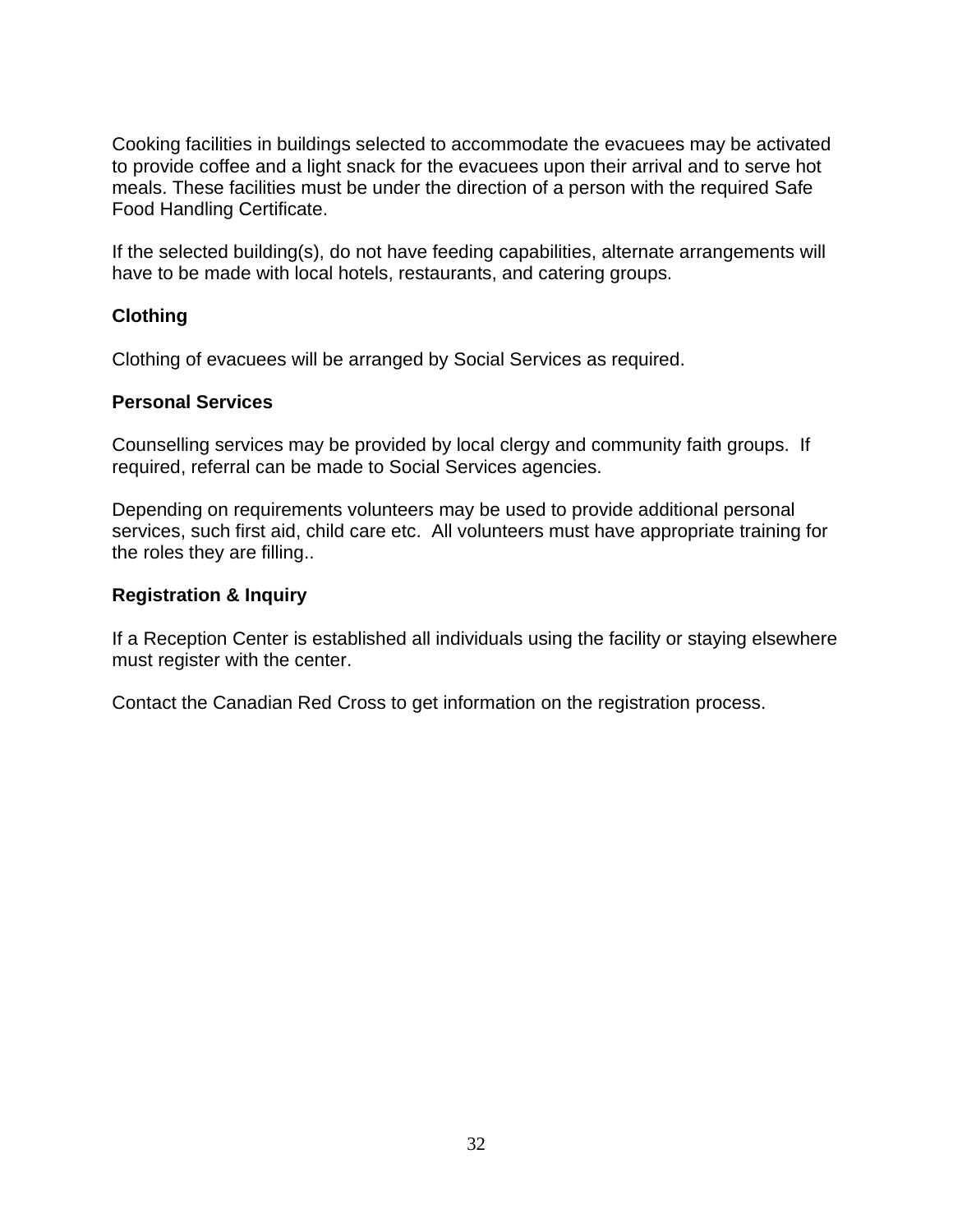Cooking facilities in buildings selected to accommodate the evacuees may be activated to provide coffee and a light snack for the evacuees upon their arrival and to serve hot meals. These facilities must be under the direction of a person with the required Safe Food Handling Certificate.

If the selected building(s), do not have feeding capabilities, alternate arrangements will have to be made with local hotels, restaurants, and catering groups.

**Clothing**

Clothing of evacuees will be arranged by Social Services as required.

**Personal Services**

Counselling services may be provided by local clergy and community faith groups. If required, referral can be made to Social Services agencies.

Depending on requirements volunteers may be used to provide additional personal services, such first aid, child care etc. All volunteers must have appropriate training for the roles they are filling..

**Registration & Inquiry**

If a Reception Center is established all individuals using the facility or staying elsewhere must register with the center.

Contact the Canadian Red Cross to get information on the registration process.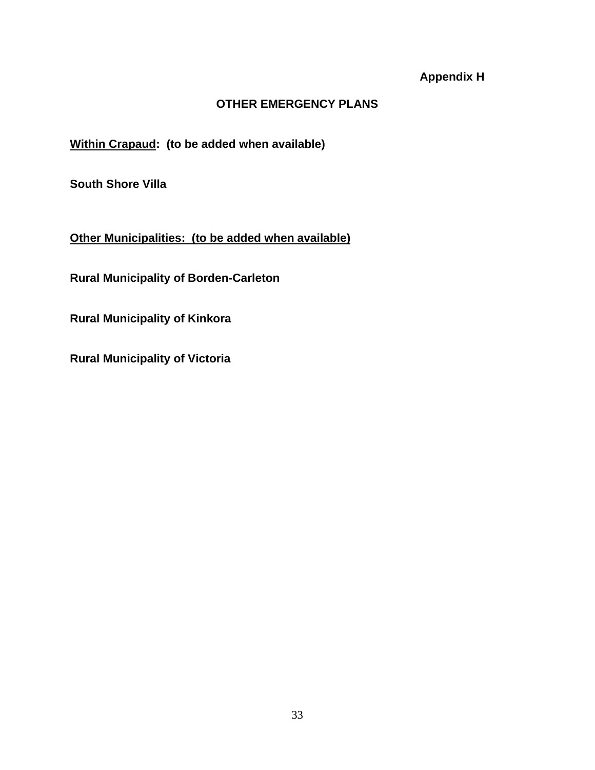**Appendix H**

# OTHER EMERGENCY PLANS

**<u>Within Crapaud</u>: (to be added when available)**

**South Shore Villa**

**<u>Other Municipalities: (to be added when available)</u>**

**Rural Municipality of Borden-Carleton**

**Rural Municipality of Kinkora**

**Rural Municipality of Victoria**